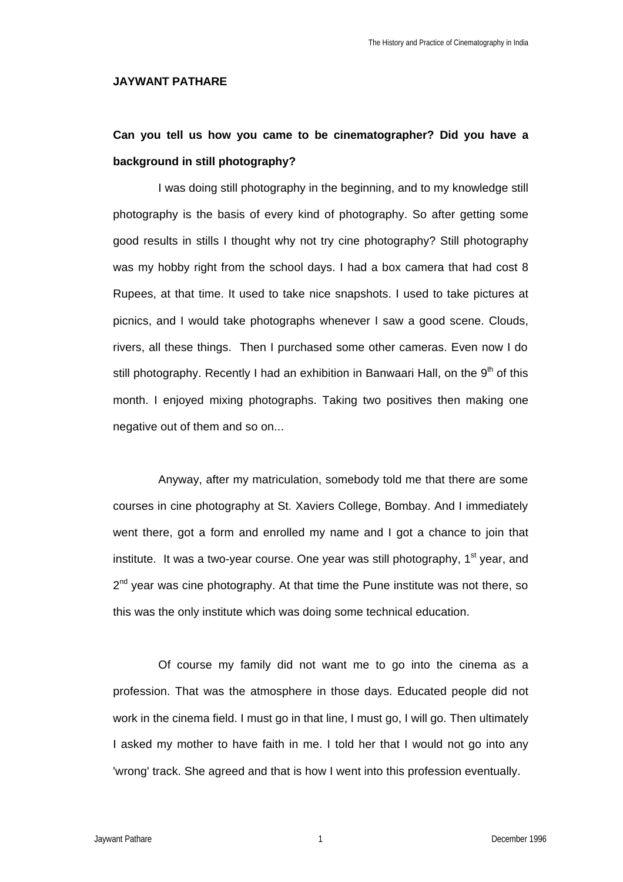**JAYWANT PATHARE**

**Can you tell us how you came to be cinematographer? Did you have a background in still photography?**

I was doing still photography in the beginning, and to my knowledge still photography is the basis of every kind of photography. So after getting some good results in stills I thought why not try cine photography? Still photography was my hobby right from the school days. I had a box camera that had cost 8 Rupees, at that time. It used to take nice snapshots. I used to take pictures at picnics, and I would take photographs whenever I saw a good scene. Clouds, rivers, all these things. Then I purchased some other cameras. Even now I do still photography. Recently I had an exhibition in Banwaari Hall, on the 9th of this month. I enjoyed mixing photographs. Taking two positives then making one negative out of them and so on...

Anyway, after my matriculation, somebody told me that there are some courses in cine photography at St. Xaviers College, Bombay. And I immediately went there, got a form and enrolled my name and I got a chance to join that institute. It was a two-year course. One year was still photography, 1st year, and 2nd year was cine photography. At that time the Pune institute was not there, so this was the only institute which was doing some technical education.

Of course my family did not want me to go into the cinema as a profession. That was the atmosphere in those days. Educated people did not work in the cinema field. I must go in that line, I must go, I will go. Then ultimately I asked my mother to have faith in me. I told her that I would not go into any 'wrong' track. She agreed and that is how I went into this profession eventually.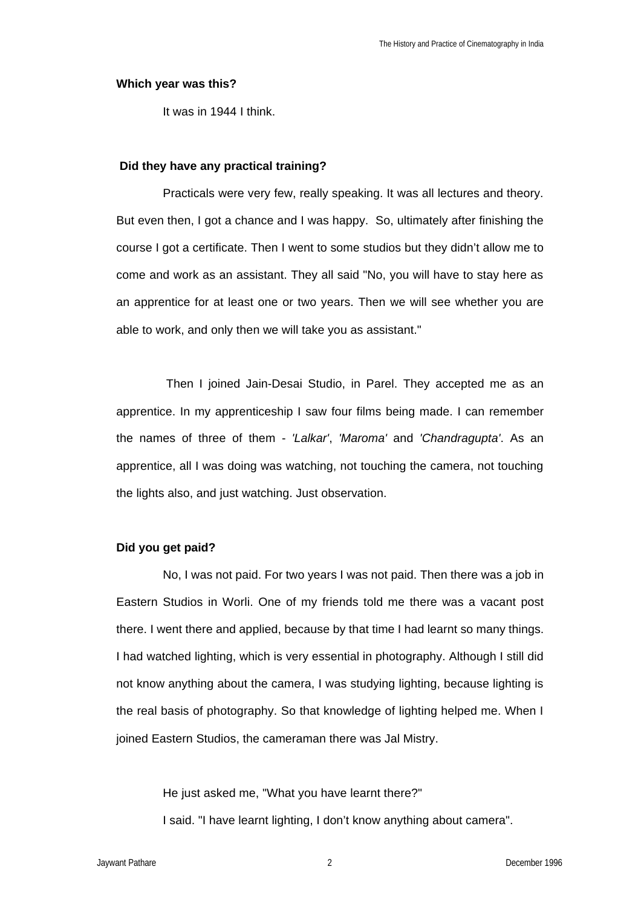**Which year was this?**

It was in 1944 I think.

**Did they have any practical training?**

Practicals were very few, really speaking. It was all lectures and theory. But even then, I got a chance and I was happy. So, ultimately after finishing the course I got a certificate. Then I went to some studios but they didn't allow me to come and work as an assistant. They all said "No, you will have to stay here as an apprentice for at least one or two years. Then we will see whether you are able to work, and only then we will take you as assistant."

Then I joined Jain-Desai Studio, in Parel. They accepted me as an apprentice. In my apprenticeship I saw four films being made. I can remember the names of three of them - *'Lalkar'*, *'Maroma'* and *'Chandragupta'*. As an apprentice, all I was doing was watching, not touching the camera, not touching the lights also, and just watching. Just observation.

**Did you get paid?**

No, I was not paid. For two years I was not paid. Then there was a job in Eastern Studios in Worli. One of my friends told me there was a vacant post there. I went there and applied, because by that time I had learnt so many things. I had watched lighting, which is very essential in photography. Although I still did not know anything about the camera, I was studying lighting, because lighting is the real basis of photography. So that knowledge of lighting helped me. When I joined Eastern Studios, the cameraman there was Jal Mistry.

He just asked me, "What you have learnt there?"

I said. "I have learnt lighting, I don't know anything about camera".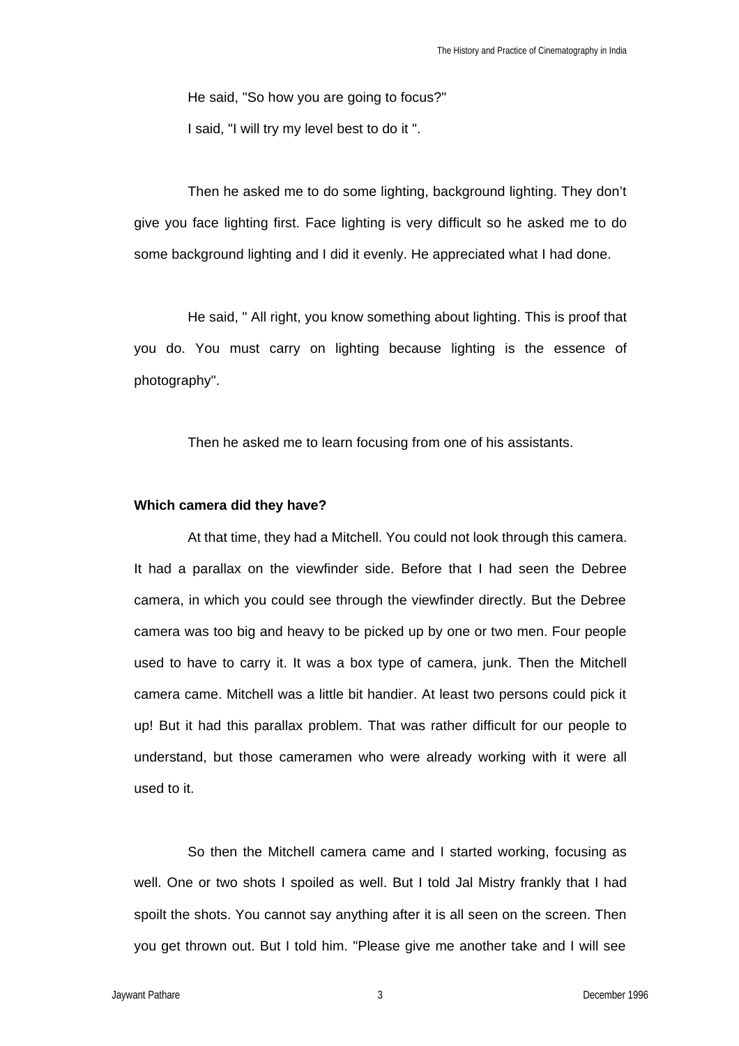He said, "So how you are going to focus?"

I said, "I will try my level best to do it ".

Then he asked me to do some lighting, background lighting. They don't give you face lighting first. Face lighting is very difficult so he asked me to do some background lighting and I did it evenly. He appreciated what I had done.

He said, " All right, you know something about lighting. This is proof that you do. You must carry on lighting because lighting is the essence of photography".

Then he asked me to learn focusing from one of his assistants.

**Which camera did they have?**

At that time, they had a Mitchell. You could not look through this camera. It had a parallax on the viewfinder side. Before that I had seen the Debree camera, in which you could see through the viewfinder directly. But the Debree camera was too big and heavy to be picked up by one or two men. Four people used to have to carry it. It was a box type of camera, junk. Then the Mitchell camera came. Mitchell was a little bit handier. At least two persons could pick it up! But it had this parallax problem. That was rather difficult for our people to understand, but those cameramen who were already working with it were all used to it.

So then the Mitchell camera came and I started working, focusing as well. One or two shots I spoiled as well. But I told Jal Mistry frankly that I had spoilt the shots. You cannot say anything after it is all seen on the screen. Then you get thrown out. But I told him. "Please give me another take and I will see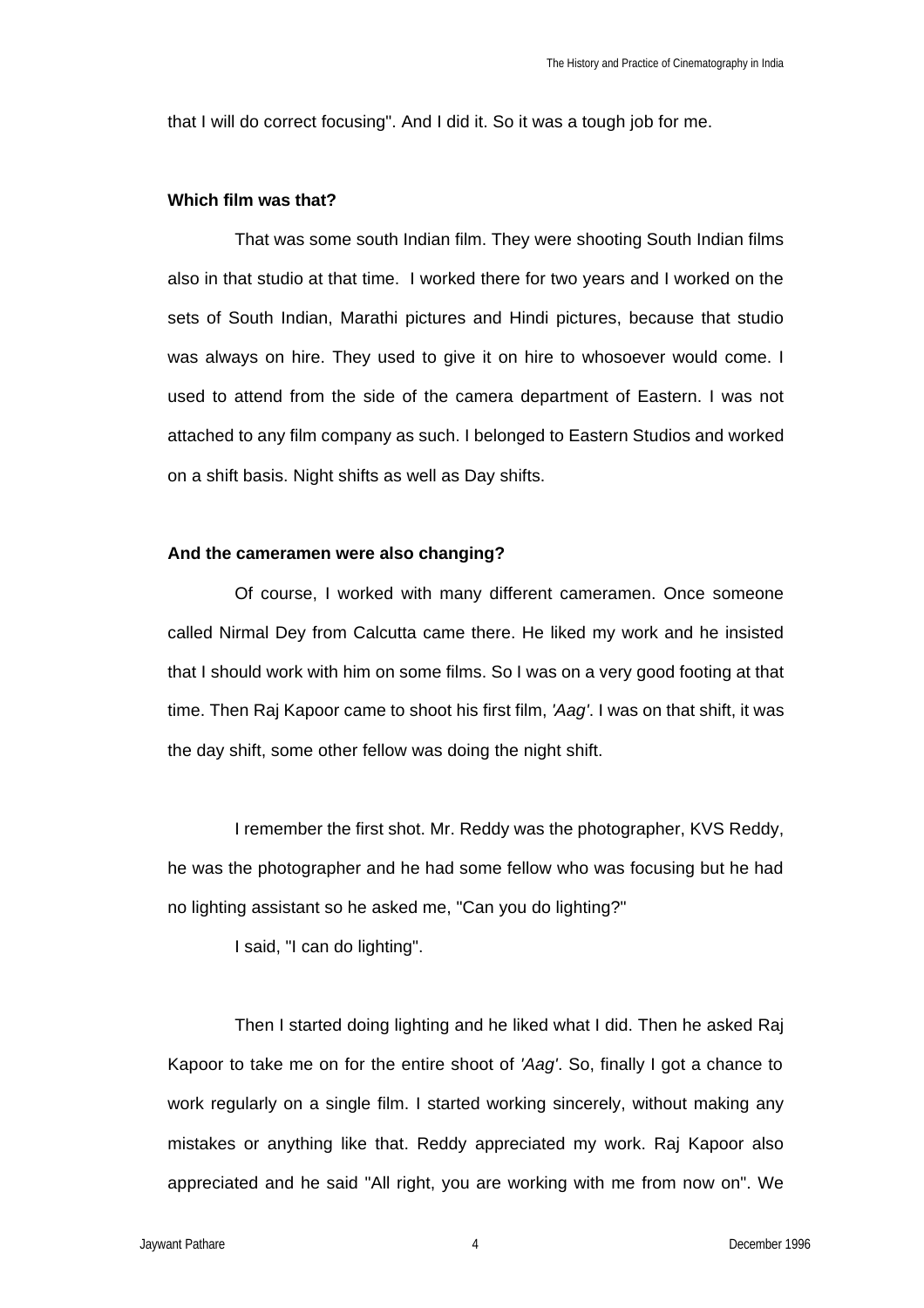that I will do correct focusing". And I did it. So it was a tough job for me.

**Which film was that?**

That was some south Indian film. They were shooting South Indian films also in that studio at that time. I worked there for two years and I worked on the sets of South Indian, Marathi pictures and Hindi pictures, because that studio was always on hire. They used to give it on hire to whosoever would come. I used to attend from the side of the camera department of Eastern. I was not attached to any film company as such. I belonged to Eastern Studios and worked on a shift basis. Night shifts as well as Day shifts.

**And the cameramen were also changing?**

Of course, I worked with many different cameramen. Once someone called Nirmal Dey from Calcutta came there. He liked my work and he insisted that I should work with him on some films. So I was on a very good footing at that time. Then Raj Kapoor came to shoot his first film, *'Aag'*. I was on that shift, it was the day shift, some other fellow was doing the night shift.

I remember the first shot. Mr. Reddy was the photographer, KVS Reddy, he was the photographer and he had some fellow who was focusing but he had no lighting assistant so he asked me, "Can you do lighting?"

I said, "I can do lighting".

Then I started doing lighting and he liked what I did. Then he asked Raj Kapoor to take me on for the entire shoot of *'Aag'*. So, finally I got a chance to work regularly on a single film. I started working sincerely, without making any mistakes or anything like that. Reddy appreciated my work. Raj Kapoor also appreciated and he said "All right, you are working with me from now on". We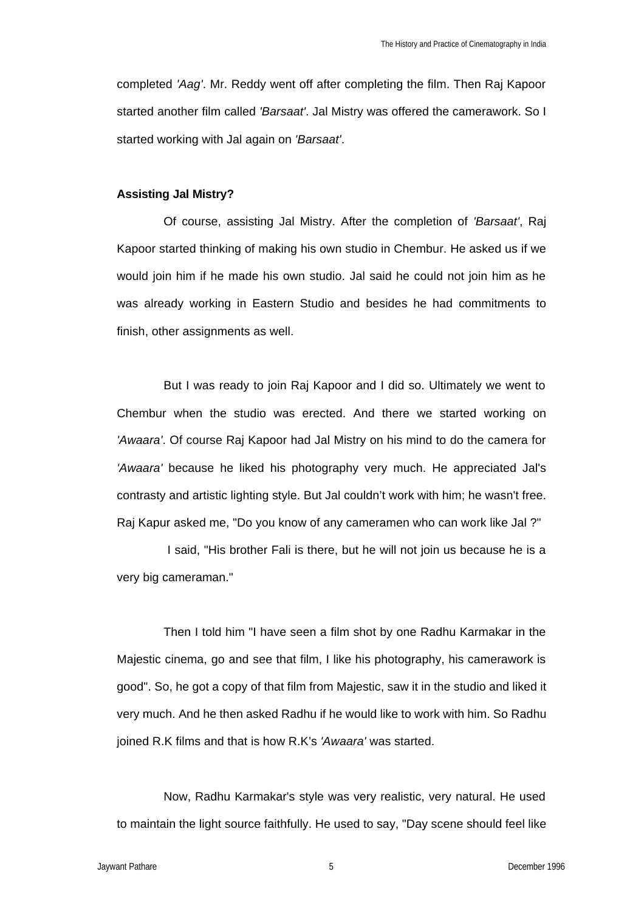completed *'Aag'*. Mr. Reddy went off after completing the film. Then Raj Kapoor started another film called *'Barsaat'*. Jal Mistry was offered the camerawork. So I started working with Jal again on *'Barsaat'*.

**Assisting Jal Mistry?**

Of course, assisting Jal Mistry. After the completion of *'Barsaat'*, Raj Kapoor started thinking of making his own studio in Chembur. He asked us if we would join him if he made his own studio. Jal said he could not join him as he was already working in Eastern Studio and besides he had commitments to finish, other assignments as well.

But I was ready to join Raj Kapoor and I did so. Ultimately we went to Chembur when the studio was erected. And there we started working on *'Awaara'*. Of course Raj Kapoor had Jal Mistry on his mind to do the camera for *'Awaara'* because he liked his photography very much. He appreciated Jal's contrasty and artistic lighting style. But Jal couldn't work with him; he wasn't free. Raj Kapur asked me, "Do you know of any cameramen who can work like Jal ?"

I said, "His brother Fali is there, but he will not join us because he is a very big cameraman."

Then I told him "I have seen a film shot by one Radhu Karmakar in the Majestic cinema, go and see that film, I like his photography, his camerawork is good". So, he got a copy of that film from Majestic, saw it in the studio and liked it very much. And he then asked Radhu if he would like to work with him. So Radhu joined R.K films and that is how R.K's *'Awaara'* was started.

Now, Radhu Karmakar's style was very realistic, very natural. He used to maintain the light source faithfully. He used to say, "Day scene should feel like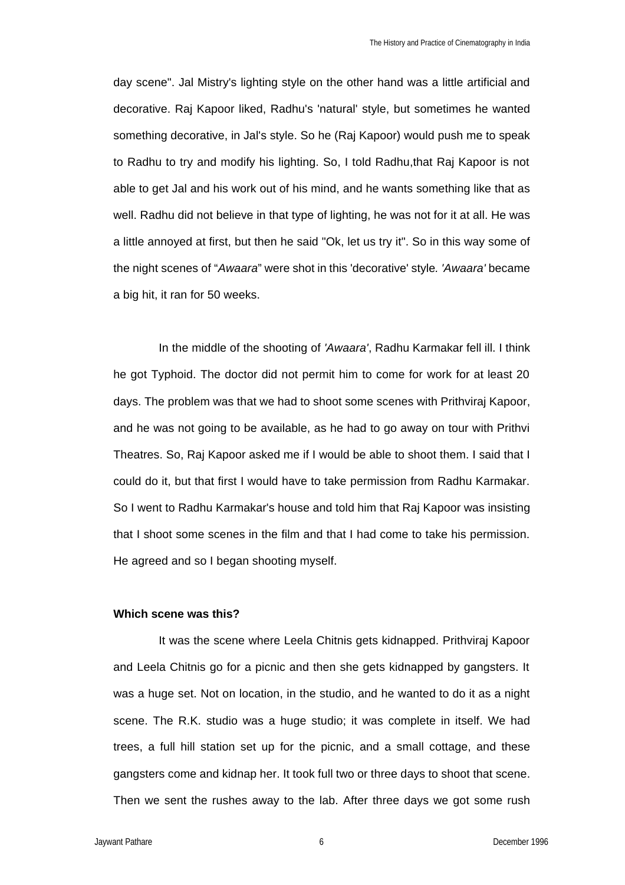day scene". Jal Mistry's lighting style on the other hand was a little artificial and decorative. Raj Kapoor liked, Radhu's 'natural' style, but sometimes he wanted something decorative, in Jal's style. So he (Raj Kapoor) would push me to speak to Radhu to try and modify his lighting. So, I told Radhu,that Raj Kapoor is not able to get Jal and his work out of his mind, and he wants something like that as well. Radhu did not believe in that type of lighting, he was not for it at all. He was a little annoyed at first, but then he said "Ok, let us try it". So in this way some of the night scenes of "*Awaara*" were shot in this 'decorative' style*. 'Awaara'* became a big hit, it ran for 50 weeks.

In the middle of the shooting of *'Awaara'*, Radhu Karmakar fell ill. I think he got Typhoid. The doctor did not permit him to come for work for at least 20 days. The problem was that we had to shoot some scenes with Prithviraj Kapoor, and he was not going to be available, as he had to go away on tour with Prithvi Theatres. So, Raj Kapoor asked me if I would be able to shoot them. I said that I could do it, but that first I would have to take permission from Radhu Karmakar. So I went to Radhu Karmakar's house and told him that Raj Kapoor was insisting that I shoot some scenes in the film and that I had come to take his permission. He agreed and so I began shooting myself.

**Which scene was this?**

It was the scene where Leela Chitnis gets kidnapped. Prithviraj Kapoor and Leela Chitnis go for a picnic and then she gets kidnapped by gangsters. It was a huge set. Not on location, in the studio, and he wanted to do it as a night scene. The R.K. studio was a huge studio; it was complete in itself. We had trees, a full hill station set up for the picnic, and a small cottage, and these gangsters come and kidnap her. It took full two or three days to shoot that scene. Then we sent the rushes away to the lab. After three days we got some rush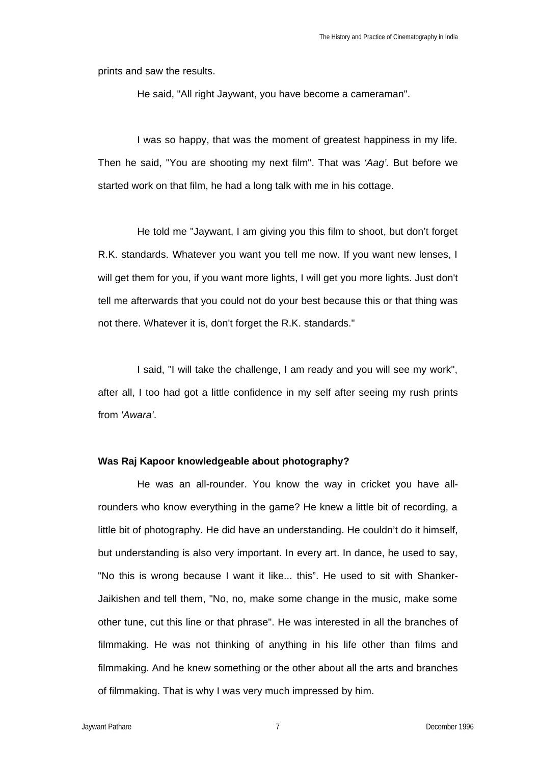prints and saw the results.

He said, "All right Jaywant, you have become a cameraman".

I was so happy, that was the moment of greatest happiness in my life. Then he said, "You are shooting my next film". That was *'Aag'.* But before we started work on that film, he had a long talk with me in his cottage.

He told me "Jaywant, I am giving you this film to shoot, but don't forget R.K. standards. Whatever you want you tell me now. If you want new lenses, I will get them for you, if you want more lights, I will get you more lights. Just don't tell me afterwards that you could not do your best because this or that thing was not there. Whatever it is, don't forget the R.K. standards."

I said, "I will take the challenge, I am ready and you will see my work", after all, I too had got a little confidence in my self after seeing my rush prints from *'Awara'*.

**Was Raj Kapoor knowledgeable about photography?**

He was an all-rounder. You know the way in cricket you have all-rounders who know everything in the game? He knew a little bit of recording, a little bit of photography. He did have an understanding. He couldn't do it himself, but understanding is also very important. In every art. In dance, he used to say, "No this is wrong because I want it like... this". He used to sit with Shanker-Jaikishen and tell them, "No, no, make some change in the music, make some other tune, cut this line or that phrase". He was interested in all the branches of filmmaking. He was not thinking of anything in his life other than films and filmmaking. And he knew something or the other about all the arts and branches of filmmaking. That is why I was very much impressed by him.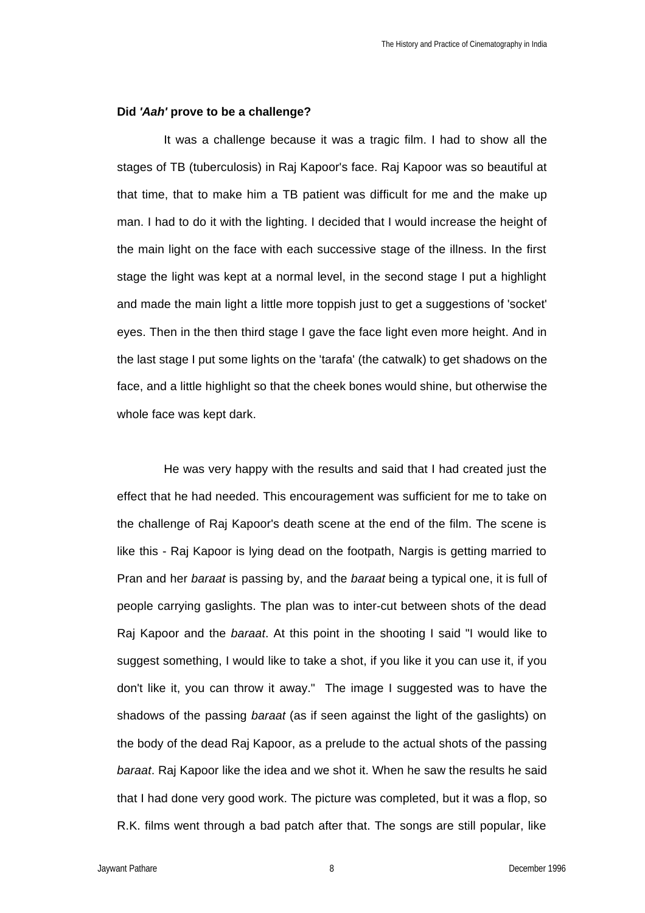**Did *'Aah'* prove to be a challenge?**

It was a challenge because it was a tragic film. I had to show all the stages of TB (tuberculosis) in Raj Kapoor's face. Raj Kapoor was so beautiful at that time, that to make him a TB patient was difficult for me and the make up man. I had to do it with the lighting. I decided that I would increase the height of the main light on the face with each successive stage of the illness. In the first stage the light was kept at a normal level, in the second stage I put a highlight and made the main light a little more toppish just to get a suggestions of 'socket' eyes. Then in the then third stage I gave the face light even more height. And in the last stage I put some lights on the 'tarafa' (the catwalk) to get shadows on the face, and a little highlight so that the cheek bones would shine, but otherwise the whole face was kept dark.

He was very happy with the results and said that I had created just the effect that he had needed. This encouragement was sufficient for me to take on the challenge of Raj Kapoor's death scene at the end of the film. The scene is like this - Raj Kapoor is lying dead on the footpath, Nargis is getting married to Pran and her *baraat* is passing by, and the *baraat* being a typical one, it is full of people carrying gaslights. The plan was to inter-cut between shots of the dead Raj Kapoor and the *baraat*. At this point in the shooting I said "I would like to suggest something, I would like to take a shot, if you like it you can use it, if you don't like it, you can throw it away." The image I suggested was to have the shadows of the passing *baraat* (as if seen against the light of the gaslights) on the body of the dead Raj Kapoor, as a prelude to the actual shots of the passing *baraat*. Raj Kapoor like the idea and we shot it. When he saw the results he said that I had done very good work. The picture was completed, but it was a flop, so R.K. films went through a bad patch after that. The songs are still popular, like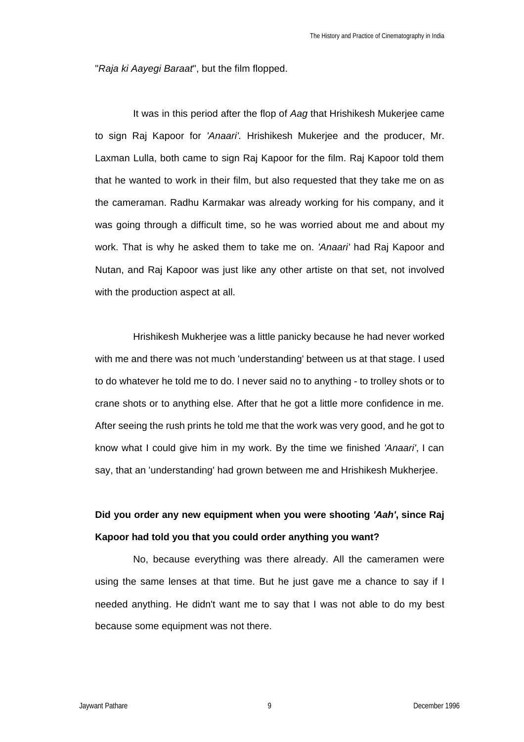"*Raja ki Aayegi Baraat*", but the film flopped.

It was in this period after the flop of *Aag* that Hrishikesh Mukerjee came to sign Raj Kapoor for *'Anaari'.* Hrishikesh Mukerjee and the producer, Mr. Laxman Lulla, both came to sign Raj Kapoor for the film. Raj Kapoor told them that he wanted to work in their film, but also requested that they take me on as the cameraman. Radhu Karmakar was already working for his company, and it was going through a difficult time, so he was worried about me and about my work. That is why he asked them to take me on. *'Anaari'* had Raj Kapoor and Nutan, and Raj Kapoor was just like any other artiste on that set, not involved with the production aspect at all.

Hrishikesh Mukherjee was a little panicky because he had never worked with me and there was not much 'understanding' between us at that stage. I used to do whatever he told me to do. I never said no to anything - to trolley shots or to crane shots or to anything else. After that he got a little more confidence in me. After seeing the rush prints he told me that the work was very good, and he got to know what I could give him in my work. By the time we finished *'Anaari'*, I can say, that an 'understanding' had grown between me and Hrishikesh Mukherjee.

**Did you order any new equipment when you were shooting *'Aah'*, since Raj Kapoor had told you that you could order anything you want?**

No, because everything was there already. All the cameramen were using the same lenses at that time. But he just gave me a chance to say if I needed anything. He didn't want me to say that I was not able to do my best because some equipment was not there.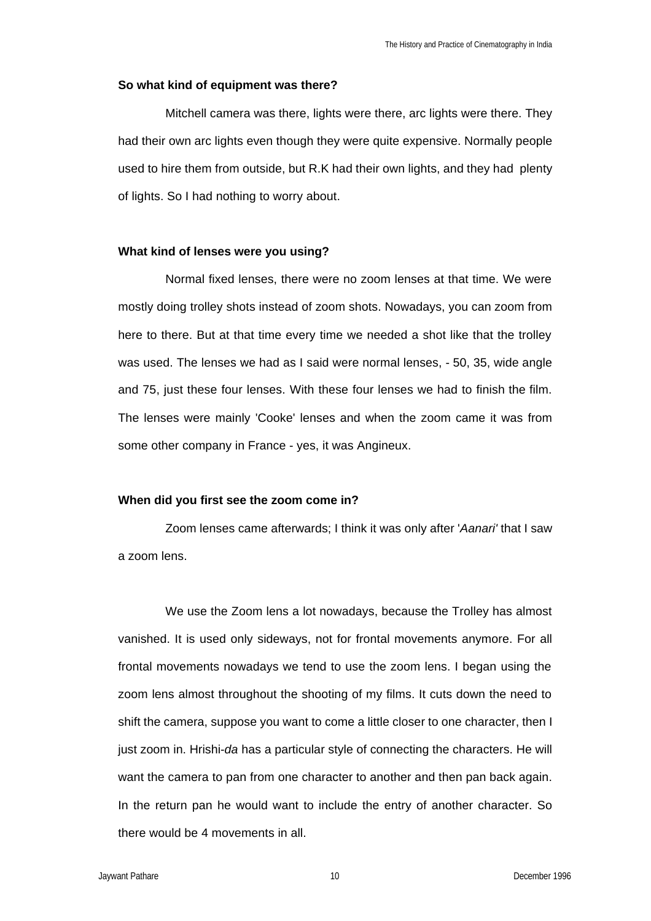**So what kind of equipment was there?**

Mitchell camera was there, lights were there, arc lights were there. They had their own arc lights even though they were quite expensive. Normally people used to hire them from outside, but R.K had their own lights, and they had plenty of lights. So I had nothing to worry about.

**What kind of lenses were you using?**

Normal fixed lenses, there were no zoom lenses at that time. We were mostly doing trolley shots instead of zoom shots. Nowadays, you can zoom from here to there. But at that time every time we needed a shot like that the trolley was used. The lenses we had as I said were normal lenses, - 50, 35, wide angle and 75, just these four lenses. With these four lenses we had to finish the film. The lenses were mainly 'Cooke' lenses and when the zoom came it was from some other company in France - yes, it was Angineux.

**When did you first see the zoom come in?**

Zoom lenses came afterwards; I think it was only after '*Aanari'* that I saw a zoom lens.

We use the Zoom lens a lot nowadays, because the Trolley has almost vanished. It is used only sideways, not for frontal movements anymore. For all frontal movements nowadays we tend to use the zoom lens. I began using the zoom lens almost throughout the shooting of my films. It cuts down the need to shift the camera, suppose you want to come a little closer to one character, then I just zoom in. Hrishi-*da* has a particular style of connecting the characters. He will want the camera to pan from one character to another and then pan back again. In the return pan he would want to include the entry of another character. So there would be 4 movements in all.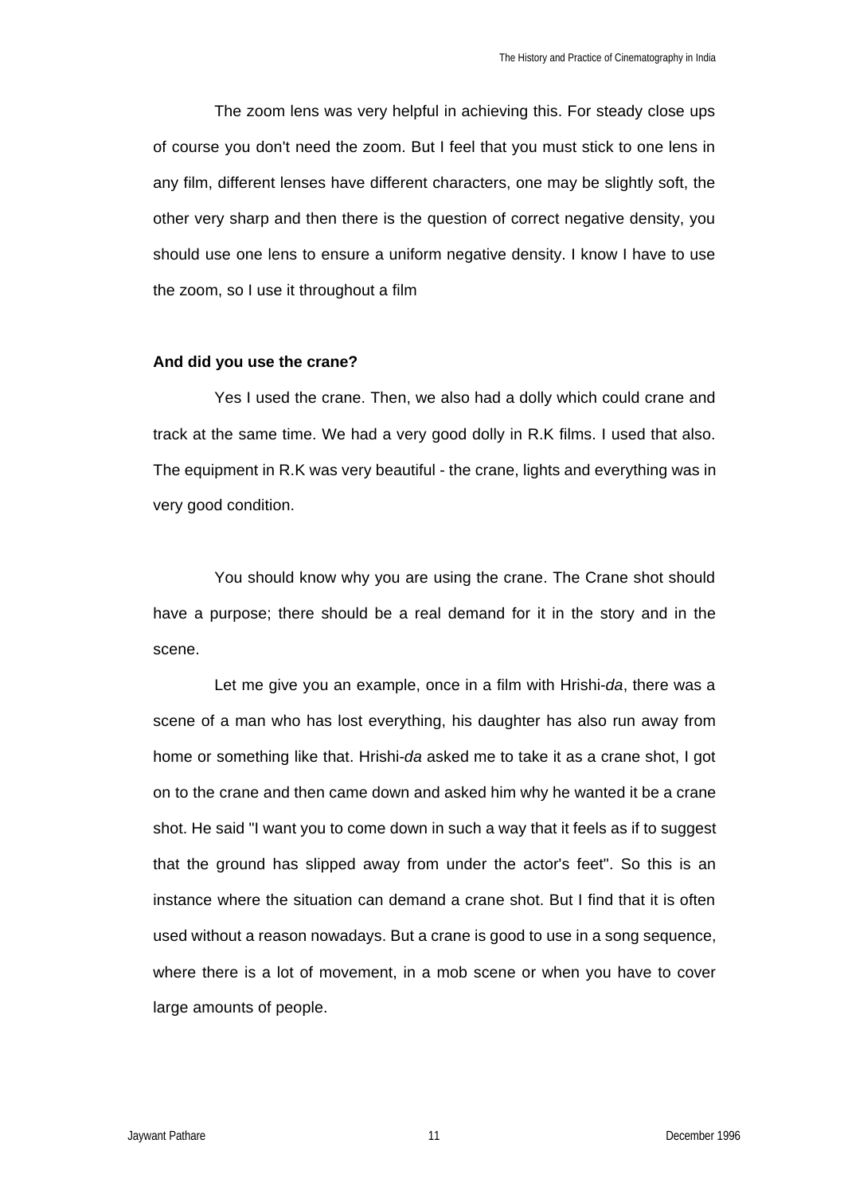The zoom lens was very helpful in achieving this. For steady close ups of course you don't need the zoom. But I feel that you must stick to one lens in any film, different lenses have different characters, one may be slightly soft, the other very sharp and then there is the question of correct negative density, you should use one lens to ensure a uniform negative density. I know I have to use the zoom, so I use it throughout a film

**And did you use the crane?**

Yes I used the crane. Then, we also had a dolly which could crane and track at the same time. We had a very good dolly in R.K films. I used that also. The equipment in R.K was very beautiful - the crane, lights and everything was in very good condition.

You should know why you are using the crane. The Crane shot should have a purpose; there should be a real demand for it in the story and in the scene.

Let me give you an example, once in a film with Hrishi-*da*, there was a scene of a man who has lost everything, his daughter has also run away from home or something like that. Hrishi-*da* asked me to take it as a crane shot, I got on to the crane and then came down and asked him why he wanted it be a crane shot. He said "I want you to come down in such a way that it feels as if to suggest that the ground has slipped away from under the actor's feet". So this is an instance where the situation can demand a crane shot. But I find that it is often used without a reason nowadays. But a crane is good to use in a song sequence, where there is a lot of movement, in a mob scene or when you have to cover large amounts of people.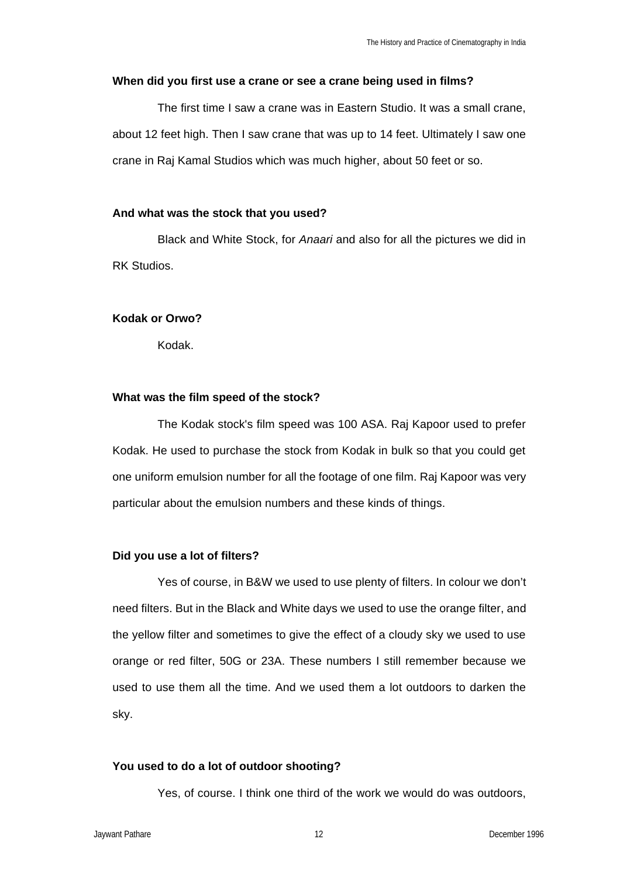**When did you first use a crane or see a crane being used in films?**

The first time I saw a crane was in Eastern Studio. It was a small crane, about 12 feet high. Then I saw crane that was up to 14 feet. Ultimately I saw one crane in Raj Kamal Studios which was much higher, about 50 feet or so.

**And what was the stock that you used?**

Black and White Stock, for *Anaari* and also for all the pictures we did in RK Studios.

**Kodak or Orwo?**

Kodak.

**What was the film speed of the stock?**

The Kodak stock's film speed was 100 ASA. Raj Kapoor used to prefer Kodak. He used to purchase the stock from Kodak in bulk so that you could get one uniform emulsion number for all the footage of one film. Raj Kapoor was very particular about the emulsion numbers and these kinds of things.

**Did you use a lot of filters?**

Yes of course, in B&W we used to use plenty of filters. In colour we don't need filters. But in the Black and White days we used to use the orange filter, and the yellow filter and sometimes to give the effect of a cloudy sky we used to use orange or red filter, 50G or 23A. These numbers I still remember because we used to use them all the time. And we used them a lot outdoors to darken the sky.

**You used to do a lot of outdoor shooting?**

Yes, of course. I think one third of the work we would do was outdoors,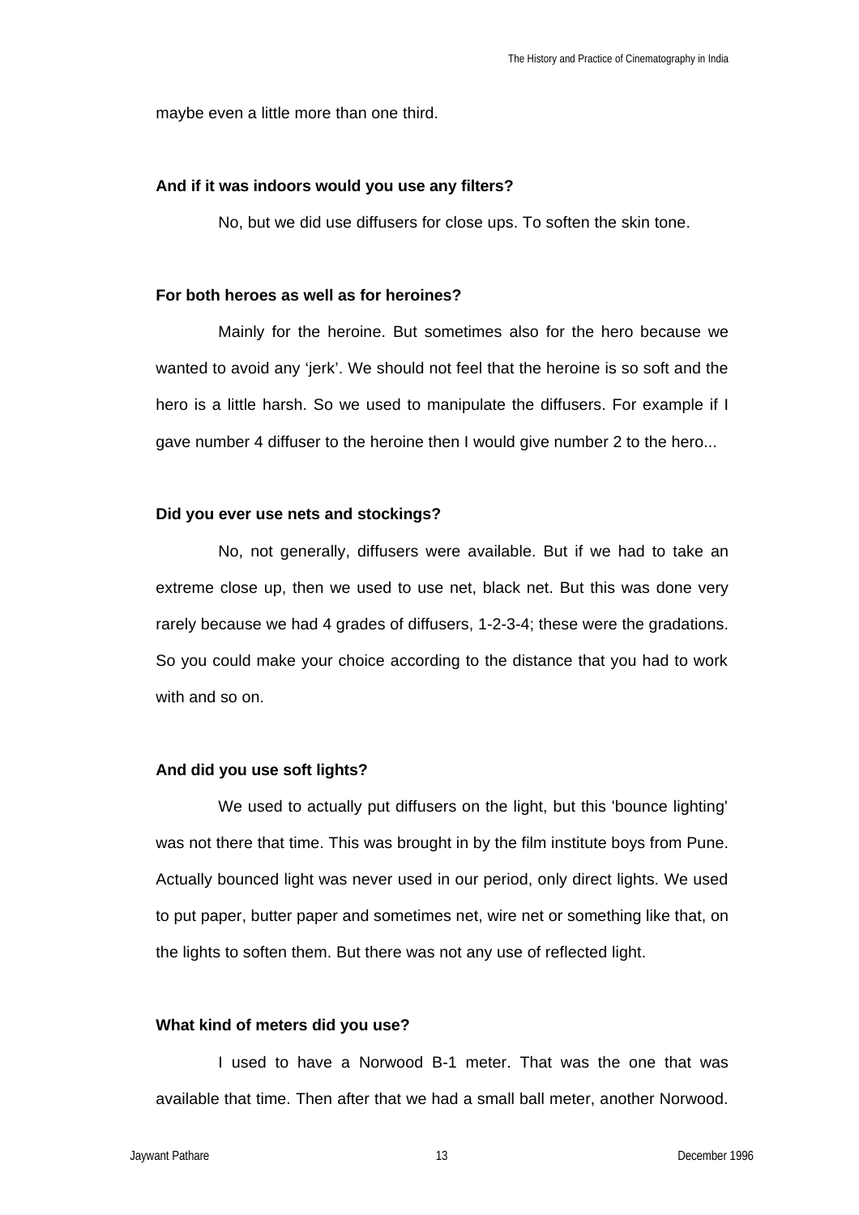maybe even a little more than one third.

**And if it was indoors would you use any filters?**

No, but we did use diffusers for close ups. To soften the skin tone.

**For both heroes as well as for heroines?**

Mainly for the heroine. But sometimes also for the hero because we wanted to avoid any ‘jerk’. We should not feel that the heroine is so soft and the hero is a little harsh. So we used to manipulate the diffusers. For example if I gave number 4 diffuser to the heroine then I would give number 2 to the hero...

**Did you ever use nets and stockings?**

No, not generally, diffusers were available. But if we had to take an extreme close up, then we used to use net, black net. But this was done very rarely because we had 4 grades of diffusers, 1-2-3-4; these were the gradations. So you could make your choice according to the distance that you had to work with and so on.

**And did you use soft lights?**

We used to actually put diffusers on the light, but this 'bounce lighting' was not there that time. This was brought in by the film institute boys from Pune. Actually bounced light was never used in our period, only direct lights. We used to put paper, butter paper and sometimes net, wire net or something like that, on the lights to soften them. But there was not any use of reflected light.

**What kind of meters did you use?**

I used to have a Norwood B-1 meter. That was the one that was available that time. Then after that we had a small ball meter, another Norwood.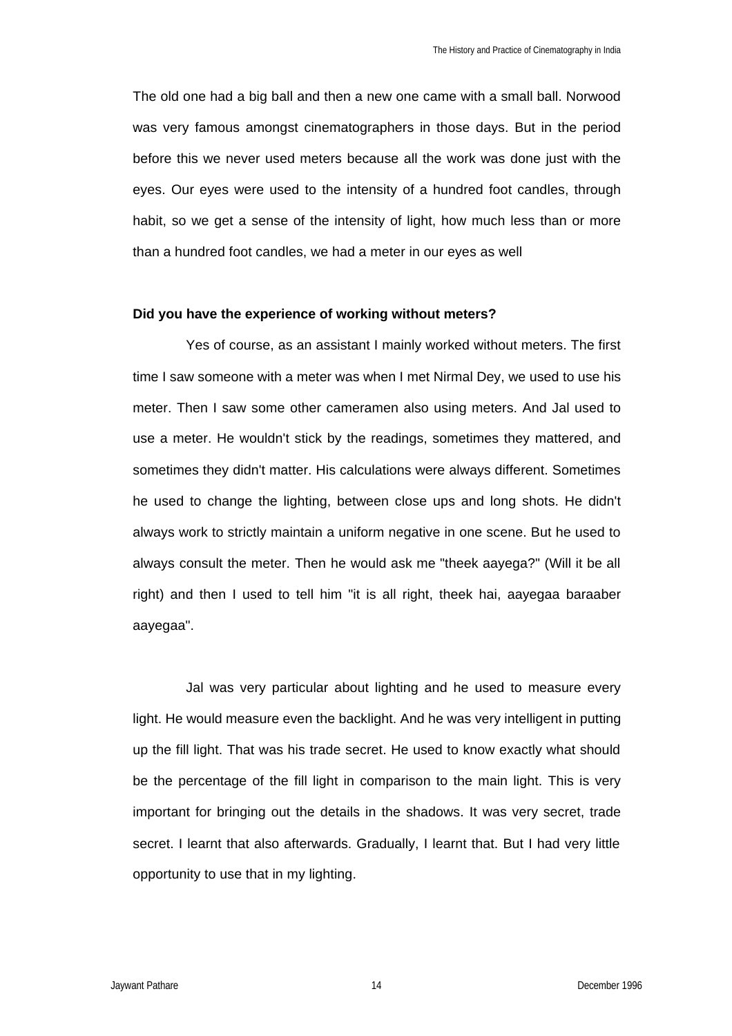The old one had a big ball and then a new one came with a small ball. Norwood was very famous amongst cinematographers in those days. But in the period before this we never used meters because all the work was done just with the eyes. Our eyes were used to the intensity of a hundred foot candles, through habit, so we get a sense of the intensity of light, how much less than or more than a hundred foot candles, we had a meter in our eyes as well

**Did you have the experience of working without meters?**

Yes of course, as an assistant I mainly worked without meters. The first time I saw someone with a meter was when I met Nirmal Dey, we used to use his meter. Then I saw some other cameramen also using meters. And Jal used to use a meter. He wouldn't stick by the readings, sometimes they mattered, and sometimes they didn't matter. His calculations were always different. Sometimes he used to change the lighting, between close ups and long shots. He didn't always work to strictly maintain a uniform negative in one scene. But he used to always consult the meter. Then he would ask me "theek aayega?" (Will it be all right) and then I used to tell him "it is all right, theek hai, aayegaa baraaber aayegaa".

Jal was very particular about lighting and he used to measure every light. He would measure even the backlight. And he was very intelligent in putting up the fill light. That was his trade secret. He used to know exactly what should be the percentage of the fill light in comparison to the main light. This is very important for bringing out the details in the shadows. It was very secret, trade secret. I learnt that also afterwards. Gradually, I learnt that. But I had very little opportunity to use that in my lighting.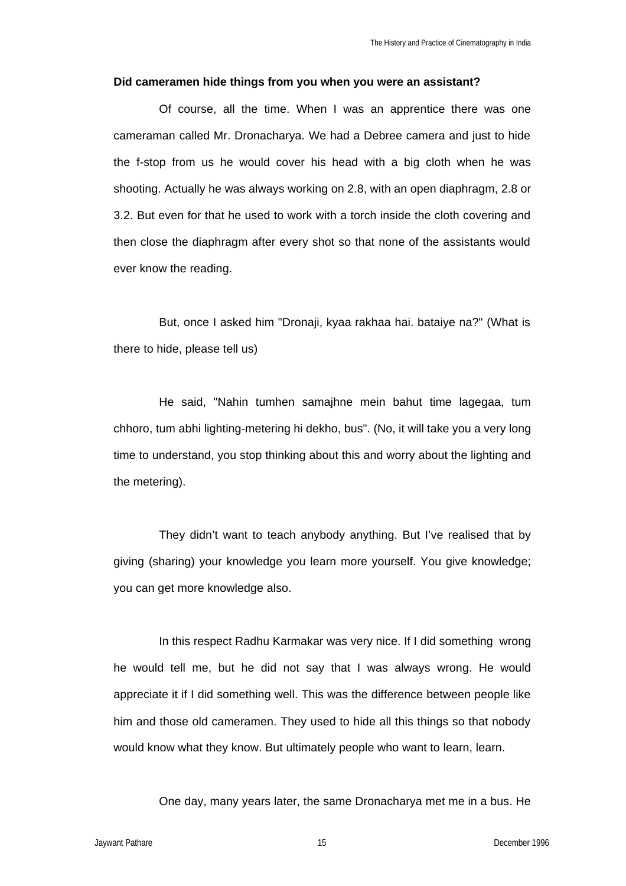**Did cameramen hide things from you when you were an assistant?**

Of course, all the time. When I was an apprentice there was one cameraman called Mr. Dronacharya. We had a Debree camera and just to hide the f-stop from us he would cover his head with a big cloth when he was shooting. Actually he was always working on 2.8, with an open diaphragm, 2.8 or 3.2. But even for that he used to work with a torch inside the cloth covering and then close the diaphragm after every shot so that none of the assistants would ever know the reading.

But, once I asked him "Dronaji, kyaa rakhaa hai. bataiye na?" (What is there to hide, please tell us)

He said, "Nahin tumhen samajhne mein bahut time lagegaa, tum chhoro, tum abhi lighting-metering hi dekho, bus". (No, it will take you a very long time to understand, you stop thinking about this and worry about the lighting and the metering).

They didn't want to teach anybody anything. But I've realised that by giving (sharing) your knowledge you learn more yourself. You give knowledge; you can get more knowledge also.

In this respect Radhu Karmakar was very nice. If I did something wrong he would tell me, but he did not say that I was always wrong. He would appreciate it if I did something well. This was the difference between people like him and those old cameramen. They used to hide all this things so that nobody would know what they know. But ultimately people who want to learn, learn.

One day, many years later, the same Dronacharya met me in a bus. He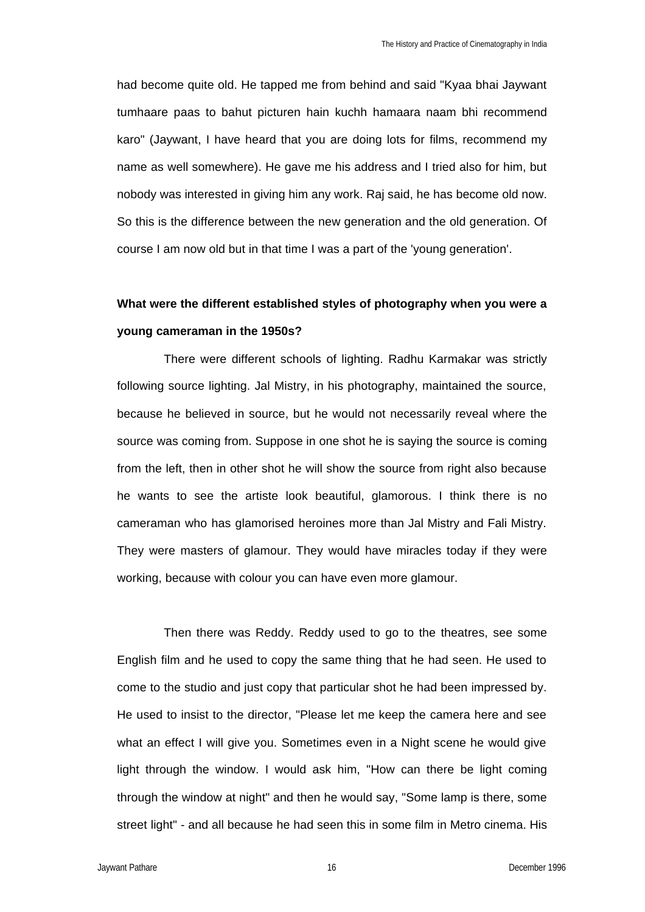had become quite old. He tapped me from behind and said "Kyaa bhai Jaywant tumhaare paas to bahut picturen hain kuchh hamaara naam bhi recommend karo" (Jaywant, I have heard that you are doing lots for films, recommend my name as well somewhere). He gave me his address and I tried also for him, but nobody was interested in giving him any work. Raj said, he has become old now. So this is the difference between the new generation and the old generation. Of course I am now old but in that time I was a part of the 'young generation'.

**What were the different established styles of photography when you were a young cameraman in the 1950s?**

There were different schools of lighting. Radhu Karmakar was strictly following source lighting. Jal Mistry, in his photography, maintained the source, because he believed in source, but he would not necessarily reveal where the source was coming from. Suppose in one shot he is saying the source is coming from the left, then in other shot he will show the source from right also because he wants to see the artiste look beautiful, glamorous. I think there is no cameraman who has glamorised heroines more than Jal Mistry and Fali Mistry. They were masters of glamour. They would have miracles today if they were working, because with colour you can have even more glamour.

Then there was Reddy. Reddy used to go to the theatres, see some English film and he used to copy the same thing that he had seen. He used to come to the studio and just copy that particular shot he had been impressed by. He used to insist to the director, "Please let me keep the camera here and see what an effect I will give you. Sometimes even in a Night scene he would give light through the window. I would ask him, "How can there be light coming through the window at night" and then he would say, "Some lamp is there, some street light" - and all because he had seen this in some film in Metro cinema. His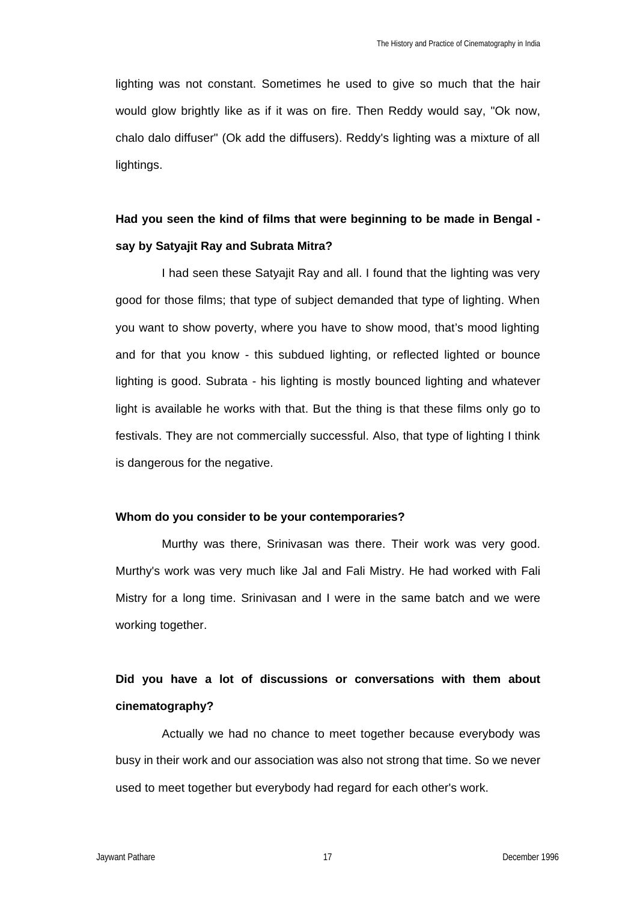lighting was not constant. Sometimes he used to give so much that the hair would glow brightly like as if it was on fire. Then Reddy would say, "Ok now, chalo dalo diffuser" (Ok add the diffusers). Reddy's lighting was a mixture of all lightings.

**Had you seen the kind of films that were beginning to be made in Bengal - say by Satyajit Ray and Subrata Mitra?**

I had seen these Satyajit Ray and all. I found that the lighting was very good for those films; that type of subject demanded that type of lighting. When you want to show poverty, where you have to show mood, that's mood lighting and for that you know - this subdued lighting, or reflected lighted or bounce lighting is good. Subrata - his lighting is mostly bounced lighting and whatever light is available he works with that. But the thing is that these films only go to festivals. They are not commercially successful. Also, that type of lighting I think is dangerous for the negative.

**Whom do you consider to be your contemporaries?**

Murthy was there, Srinivasan was there. Their work was very good. Murthy's work was very much like Jal and Fali Mistry. He had worked with Fali Mistry for a long time. Srinivasan and I were in the same batch and we were working together.

**Did you have a lot of discussions or conversations with them about cinematography?**

Actually we had no chance to meet together because everybody was busy in their work and our association was also not strong that time. So we never used to meet together but everybody had regard for each other's work.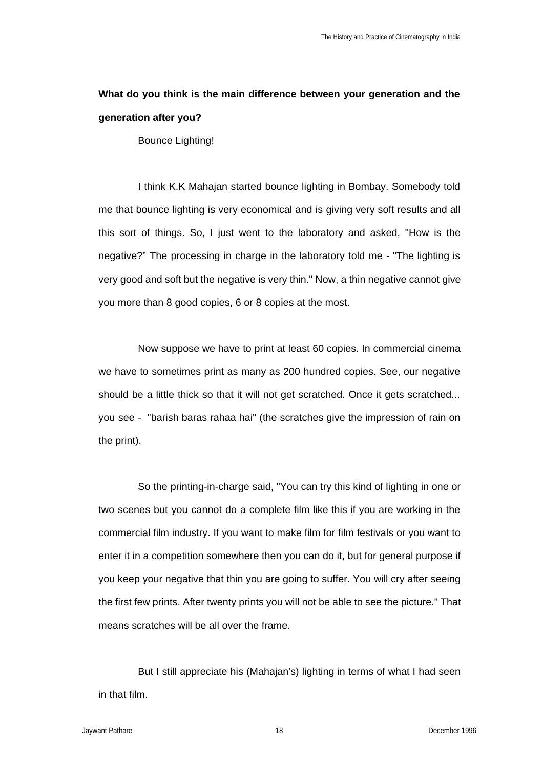**What do you think is the main difference between your generation and the generation after you?**

Bounce Lighting!

I think K.K Mahajan started bounce lighting in Bombay. Somebody told me that bounce lighting is very economical and is giving very soft results and all this sort of things. So, I just went to the laboratory and asked, "How is the negative?" The processing in charge in the laboratory told me - "The lighting is very good and soft but the negative is very thin." Now, a thin negative cannot give you more than 8 good copies, 6 or 8 copies at the most.

Now suppose we have to print at least 60 copies. In commercial cinema we have to sometimes print as many as 200 hundred copies. See, our negative should be a little thick so that it will not get scratched. Once it gets scratched... you see - "barish baras rahaa hai" (the scratches give the impression of rain on the print).

So the printing-in-charge said, "You can try this kind of lighting in one or two scenes but you cannot do a complete film like this if you are working in the commercial film industry. If you want to make film for film festivals or you want to enter it in a competition somewhere then you can do it, but for general purpose if you keep your negative that thin you are going to suffer. You will cry after seeing the first few prints. After twenty prints you will not be able to see the picture." That means scratches will be all over the frame.

But I still appreciate his (Mahajan's) lighting in terms of what I had seen in that film.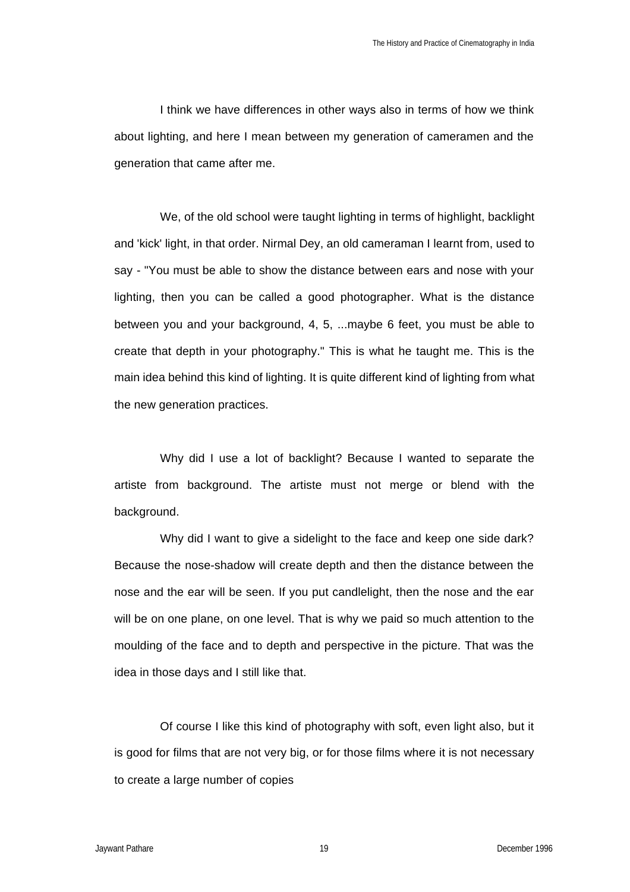I think we have differences in other ways also in terms of how we think about lighting, and here I mean between my generation of cameramen and the generation that came after me.

We, of the old school were taught lighting in terms of highlight, backlight and 'kick' light, in that order. Nirmal Dey, an old cameraman I learnt from, used to say - "You must be able to show the distance between ears and nose with your lighting, then you can be called a good photographer. What is the distance between you and your background, 4, 5, ...maybe 6 feet, you must be able to create that depth in your photography." This is what he taught me. This is the main idea behind this kind of lighting. It is quite different kind of lighting from what the new generation practices.

Why did I use a lot of backlight? Because I wanted to separate the artiste from background. The artiste must not merge or blend with the background.

Why did I want to give a sidelight to the face and keep one side dark? Because the nose-shadow will create depth and then the distance between the nose and the ear will be seen. If you put candlelight, then the nose and the ear will be on one plane, on one level. That is why we paid so much attention to the moulding of the face and to depth and perspective in the picture. That was the idea in those days and I still like that.

Of course I like this kind of photography with soft, even light also, but it is good for films that are not very big, or for those films where it is not necessary to create a large number of copies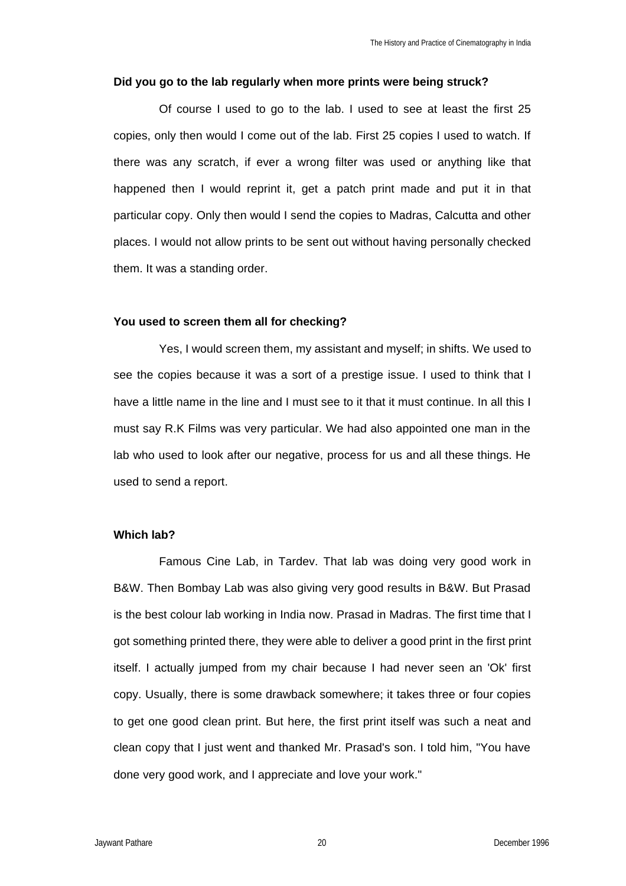**Did you go to the lab regularly when more prints were being struck?**

Of course I used to go to the lab. I used to see at least the first 25 copies, only then would I come out of the lab. First 25 copies I used to watch. If there was any scratch, if ever a wrong filter was used or anything like that happened then I would reprint it, get a patch print made and put it in that particular copy. Only then would I send the copies to Madras, Calcutta and other places. I would not allow prints to be sent out without having personally checked them. It was a standing order.

**You used to screen them all for checking?**

Yes, I would screen them, my assistant and myself; in shifts. We used to see the copies because it was a sort of a prestige issue. I used to think that I have a little name in the line and I must see to it that it must continue. In all this I must say R.K Films was very particular. We had also appointed one man in the lab who used to look after our negative, process for us and all these things. He used to send a report.

**Which lab?**

Famous Cine Lab, in Tardev. That lab was doing very good work in B&W. Then Bombay Lab was also giving very good results in B&W. But Prasad is the best colour lab working in India now. Prasad in Madras. The first time that I got something printed there, they were able to deliver a good print in the first print itself. I actually jumped from my chair because I had never seen an 'Ok' first copy. Usually, there is some drawback somewhere; it takes three or four copies to get one good clean print. But here, the first print itself was such a neat and clean copy that I just went and thanked Mr. Prasad's son. I told him, "You have done very good work, and I appreciate and love your work."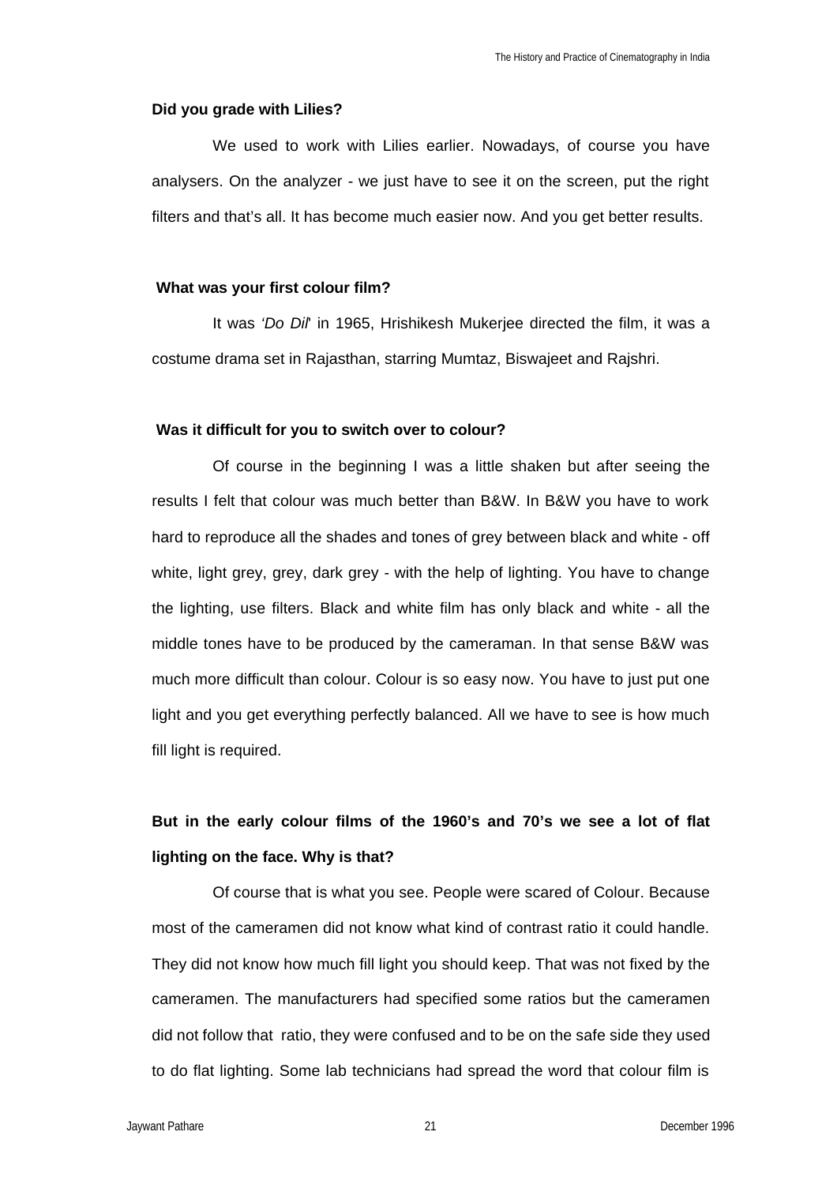**Did you grade with Lilies?**

We used to work with Lilies earlier. Nowadays, of course you have analysers. On the analyzer - we just have to see it on the screen, put the right filters and that's all. It has become much easier now. And you get better results.

**What was your first colour film?**

It was *'Do Dil'* in 1965, Hrishikesh Mukerjee directed the film, it was a costume drama set in Rajasthan, starring Mumtaz, Biswajeet and Rajshri.

**Was it difficult for you to switch over to colour?**

Of course in the beginning I was a little shaken but after seeing the results I felt that colour was much better than B&W. In B&W you have to work hard to reproduce all the shades and tones of grey between black and white - off white, light grey, grey, dark grey - with the help of lighting. You have to change the lighting, use filters. Black and white film has only black and white - all the middle tones have to be produced by the cameraman. In that sense B&W was much more difficult than colour. Colour is so easy now. You have to just put one light and you get everything perfectly balanced. All we have to see is how much fill light is required.

**But in the early colour films of the 1960's and 70's we see a lot of flat lighting on the face. Why is that?**

Of course that is what you see. People were scared of Colour. Because most of the cameramen did not know what kind of contrast ratio it could handle. They did not know how much fill light you should keep. That was not fixed by the cameramen. The manufacturers had specified some ratios but the cameramen did not follow that ratio, they were confused and to be on the safe side they used to do flat lighting. Some lab technicians had spread the word that colour film is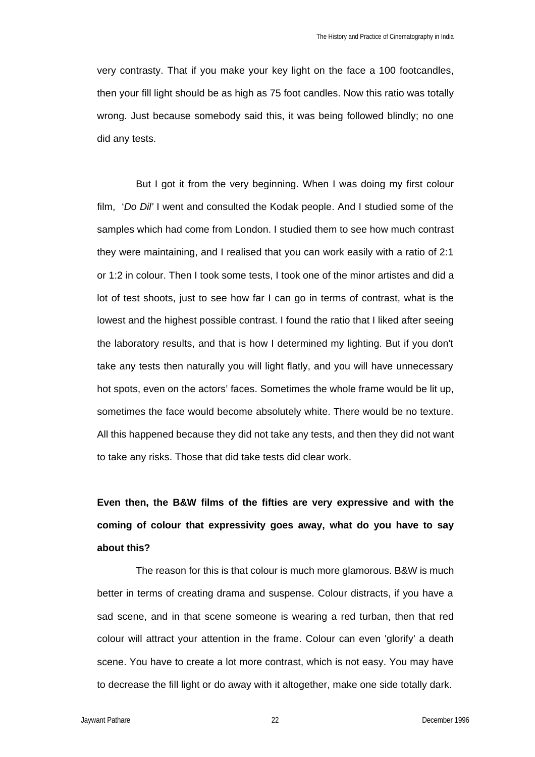very contrasty. That if you make your key light on the face a 100 footcandles, then your fill light should be as high as 75 foot candles. Now this ratio was totally wrong. Just because somebody said this, it was being followed blindly; no one did any tests.

But I got it from the very beginning. When I was doing my first colour film, '*Do Dil*' I went and consulted the Kodak people. And I studied some of the samples which had come from London. I studied them to see how much contrast they were maintaining, and I realised that you can work easily with a ratio of 2:1 or 1:2 in colour. Then I took some tests, I took one of the minor artistes and did a lot of test shoots, just to see how far I can go in terms of contrast, what is the lowest and the highest possible contrast. I found the ratio that I liked after seeing the laboratory results, and that is how I determined my lighting. But if you don't take any tests then naturally you will light flatly, and you will have unnecessary hot spots, even on the actors' faces. Sometimes the whole frame would be lit up, sometimes the face would become absolutely white. There would be no texture. All this happened because they did not take any tests, and then they did not want to take any risks. Those that did take tests did clear work.

**Even then, the B&W films of the fifties are very expressive and with the coming of colour that expressivity goes away, what do you have to say about this?**

The reason for this is that colour is much more glamorous. B&W is much better in terms of creating drama and suspense. Colour distracts, if you have a sad scene, and in that scene someone is wearing a red turban, then that red colour will attract your attention in the frame. Colour can even 'glorify' a death scene. You have to create a lot more contrast, which is not easy. You may have to decrease the fill light or do away with it altogether, make one side totally dark.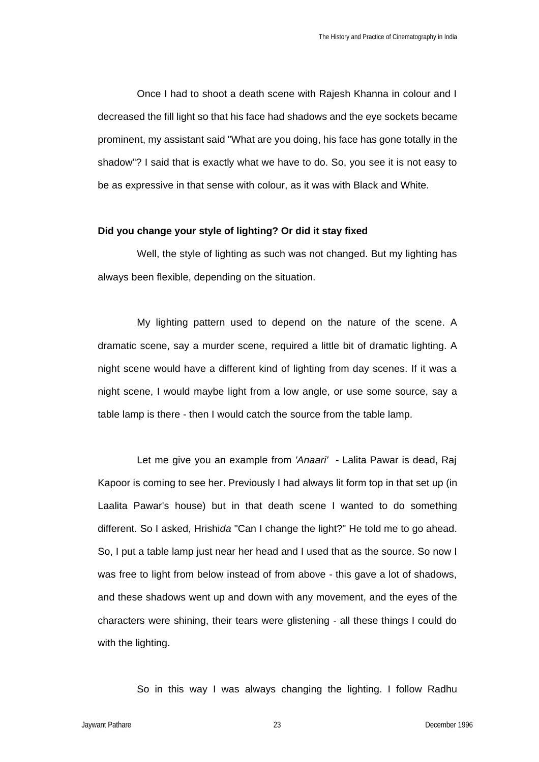Once I had to shoot a death scene with Rajesh Khanna in colour and I decreased the fill light so that his face had shadows and the eye sockets became prominent, my assistant said "What are you doing, his face has gone totally in the shadow"? I said that is exactly what we have to do. So, you see it is not easy to be as expressive in that sense with colour, as it was with Black and White.

**Did you change your style of lighting? Or did it stay fixed**

Well, the style of lighting as such was not changed. But my lighting has always been flexible, depending on the situation.

My lighting pattern used to depend on the nature of the scene. A dramatic scene, say a murder scene, required a little bit of dramatic lighting. A night scene would have a different kind of lighting from day scenes. If it was a night scene, I would maybe light from a low angle, or use some source, say a table lamp is there - then I would catch the source from the table lamp.

Let me give you an example from *'Anaari'* - Lalita Pawar is dead, Raj Kapoor is coming to see her. Previously I had always lit form top in that set up (in Laalita Pawar's house) but in that death scene I wanted to do something different. So I asked, Hrishi*da* "Can I change the light?" He told me to go ahead. So, I put a table lamp just near her head and I used that as the source. So now I was free to light from below instead of from above - this gave a lot of shadows, and these shadows went up and down with any movement, and the eyes of the characters were shining, their tears were glistening - all these things I could do with the lighting.

So in this way I was always changing the lighting. I follow Radhu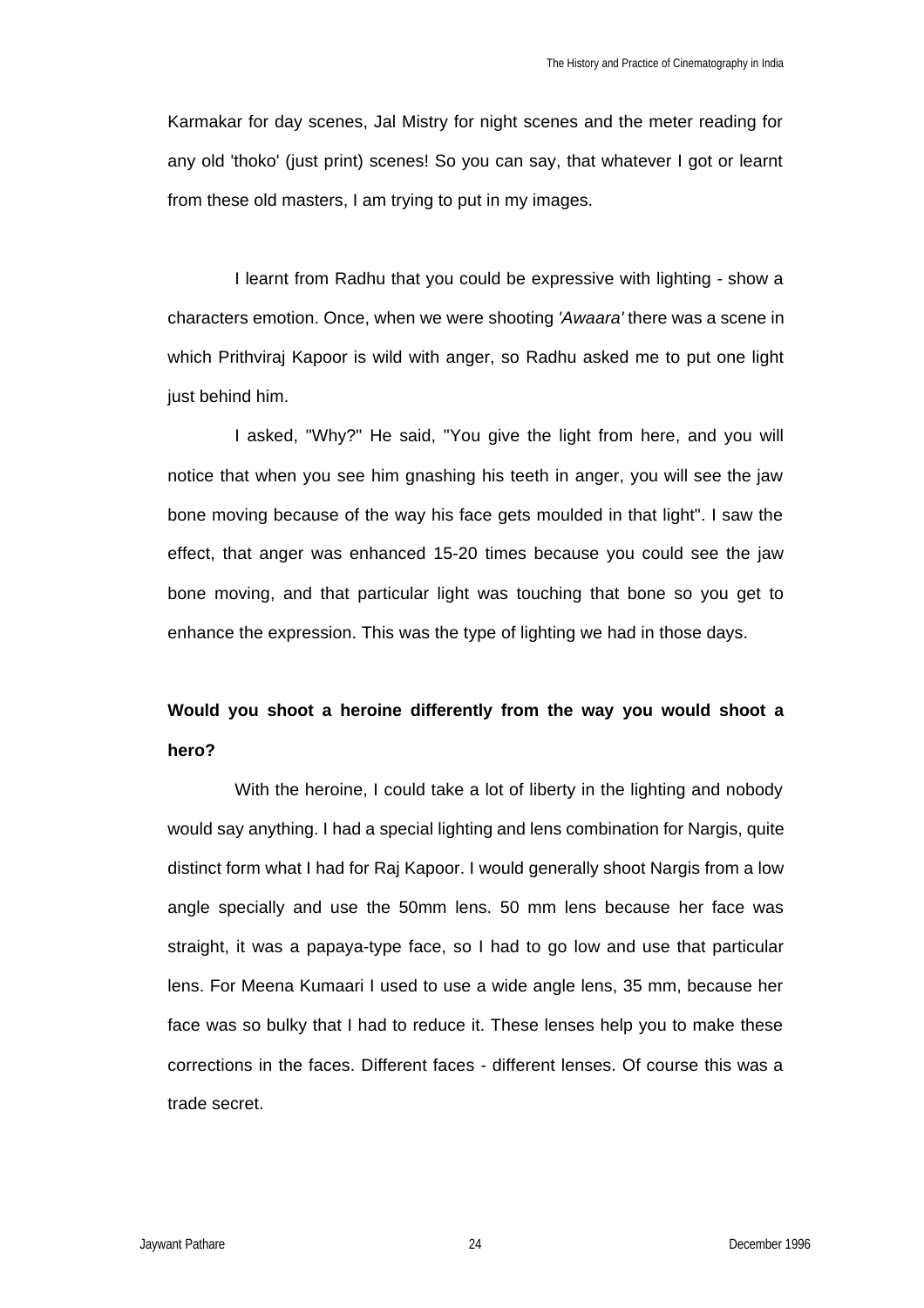Karmakar for day scenes, Jal Mistry for night scenes and the meter reading for any old 'thoko' (just print) scenes! So you can say, that whatever I got or learnt from these old masters, I am trying to put in my images.

I learnt from Radhu that you could be expressive with lighting - show a characters emotion. Once, when we were shooting *'Awaara'* there was a scene in which Prithviraj Kapoor is wild with anger, so Radhu asked me to put one light just behind him.

I asked, "Why?" He said, "You give the light from here, and you will notice that when you see him gnashing his teeth in anger, you will see the jaw bone moving because of the way his face gets moulded in that light". I saw the effect, that anger was enhanced 15-20 times because you could see the jaw bone moving, and that particular light was touching that bone so you get to enhance the expression. This was the type of lighting we had in those days.

**Would you shoot a heroine differently from the way you would shoot a hero?**

With the heroine, I could take a lot of liberty in the lighting and nobody would say anything. I had a special lighting and lens combination for Nargis, quite distinct form what I had for Raj Kapoor. I would generally shoot Nargis from a low angle specially and use the 50mm lens. 50 mm lens because her face was straight, it was a papaya-type face, so I had to go low and use that particular lens. For Meena Kumaari I used to use a wide angle lens, 35 mm, because her face was so bulky that I had to reduce it. These lenses help you to make these corrections in the faces. Different faces - different lenses. Of course this was a trade secret.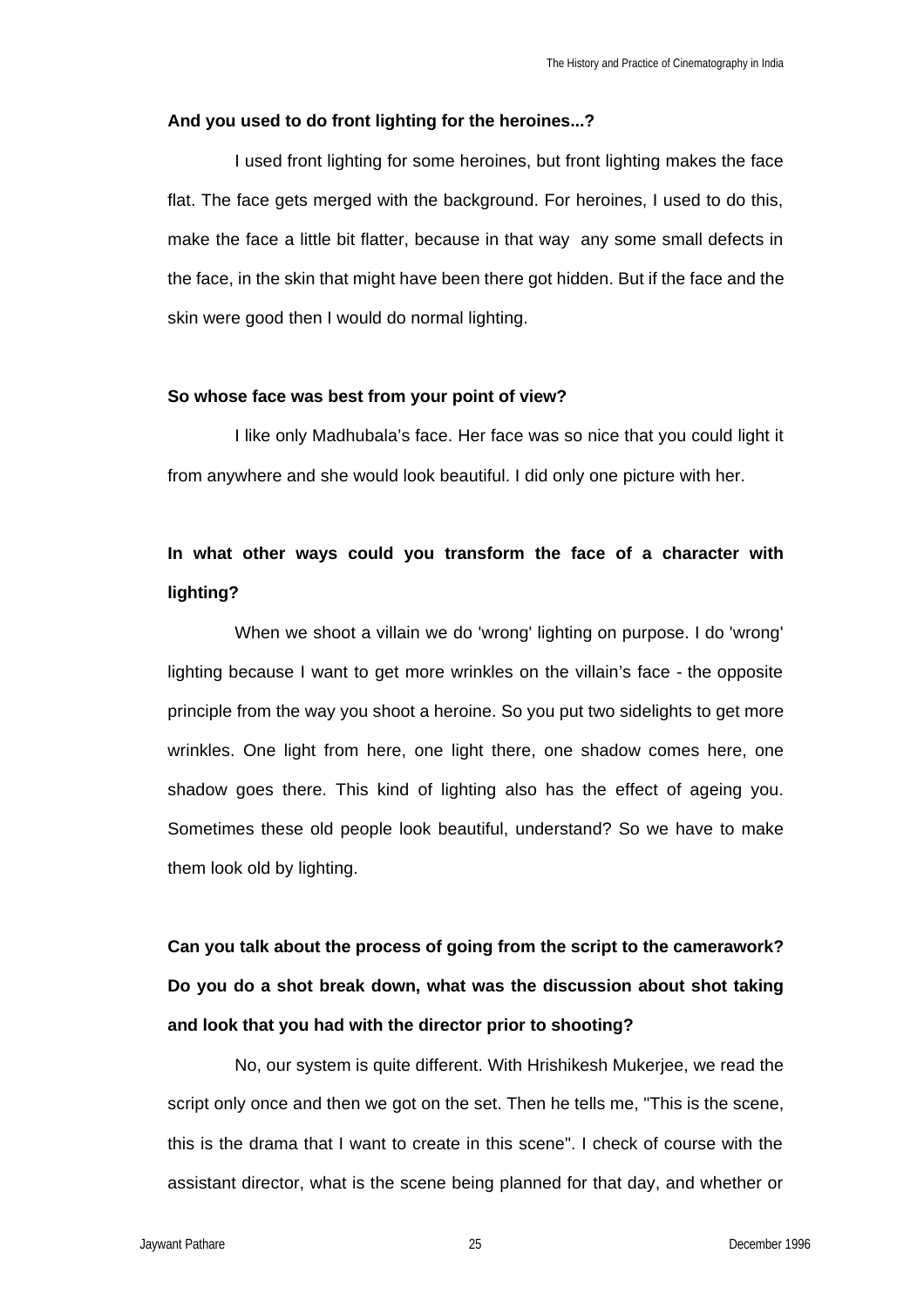**And you used to do front lighting for the heroines...?**

I used front lighting for some heroines, but front lighting makes the face flat. The face gets merged with the background. For heroines, I used to do this, make the face a little bit flatter, because in that way any some small defects in the face, in the skin that might have been there got hidden. But if the face and the skin were good then I would do normal lighting.

**So whose face was best from your point of view?**

I like only Madhubala's face. Her face was so nice that you could light it from anywhere and she would look beautiful. I did only one picture with her.

**In what other ways could you transform the face of a character with lighting?**

When we shoot a villain we do 'wrong' lighting on purpose. I do 'wrong' lighting because I want to get more wrinkles on the villain's face - the opposite principle from the way you shoot a heroine. So you put two sidelights to get more wrinkles. One light from here, one light there, one shadow comes here, one shadow goes there. This kind of lighting also has the effect of ageing you. Sometimes these old people look beautiful, understand? So we have to make them look old by lighting.

**Can you talk about the process of going from the script to the camerawork? Do you do a shot break down, what was the discussion about shot taking and look that you had with the director prior to shooting?**

No, our system is quite different. With Hrishikesh Mukerjee, we read the script only once and then we got on the set. Then he tells me, "This is the scene, this is the drama that I want to create in this scene". I check of course with the assistant director, what is the scene being planned for that day, and whether or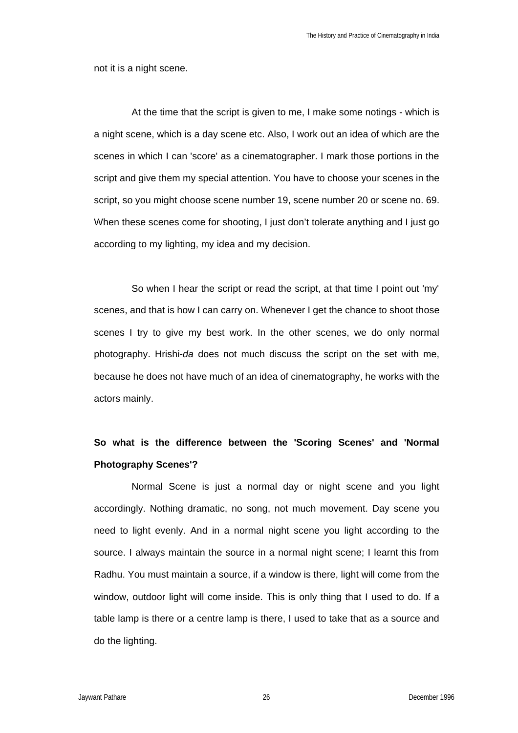not it is a night scene.

At the time that the script is given to me, I make some notings - which is a night scene, which is a day scene etc. Also, I work out an idea of which are the scenes in which I can 'score' as a cinematographer. I mark those portions in the script and give them my special attention. You have to choose your scenes in the script, so you might choose scene number 19, scene number 20 or scene no. 69. When these scenes come for shooting, I just don't tolerate anything and I just go according to my lighting, my idea and my decision.

So when I hear the script or read the script, at that time I point out 'my' scenes, and that is how I can carry on. Whenever I get the chance to shoot those scenes I try to give my best work. In the other scenes, we do only normal photography. Hrishi-*da* does not much discuss the script on the set with me, because he does not have much of an idea of cinematography, he works with the actors mainly.

**So what is the difference between the 'Scoring Scenes' and 'Normal Photography Scenes'?**

Normal Scene is just a normal day or night scene and you light accordingly. Nothing dramatic, no song, not much movement. Day scene you need to light evenly. And in a normal night scene you light according to the source. I always maintain the source in a normal night scene; I learnt this from Radhu. You must maintain a source, if a window is there, light will come from the window, outdoor light will come inside. This is only thing that I used to do. If a table lamp is there or a centre lamp is there, I used to take that as a source and do the lighting.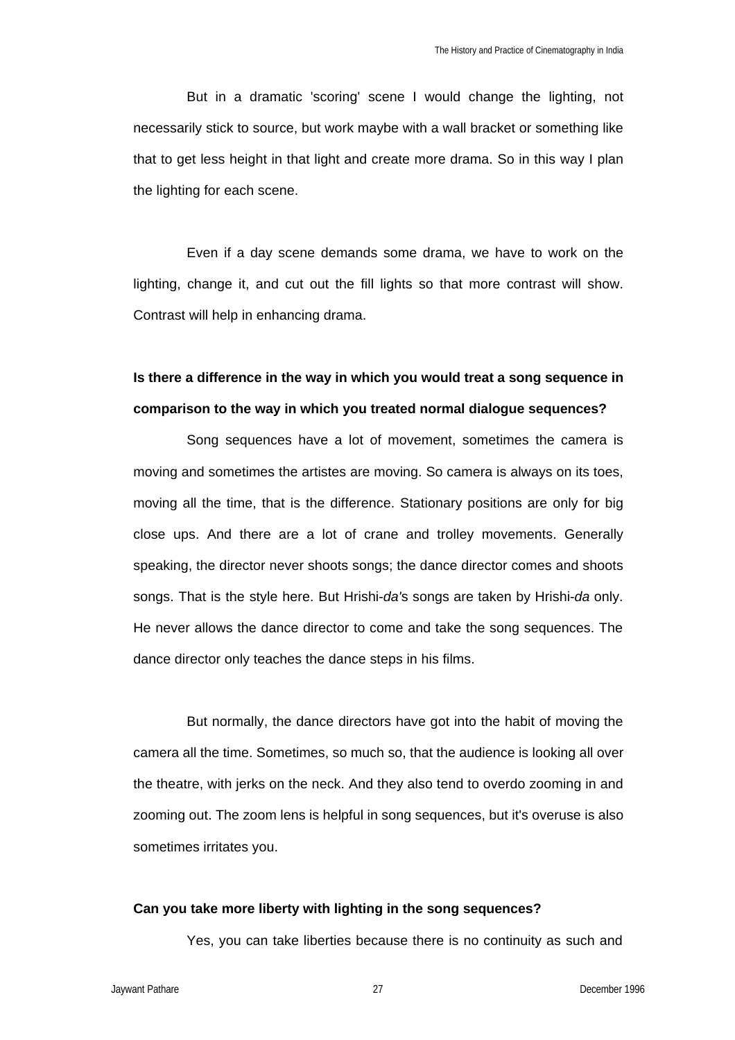But in a dramatic 'scoring' scene I would change the lighting, not necessarily stick to source, but work maybe with a wall bracket or something like that to get less height in that light and create more drama. So in this way I plan the lighting for each scene.

Even if a day scene demands some drama, we have to work on the lighting, change it, and cut out the fill lights so that more contrast will show. Contrast will help in enhancing drama.

**Is there a difference in the way in which you would treat a song sequence in comparison to the way in which you treated normal dialogue sequences?**

Song sequences have a lot of movement, sometimes the camera is moving and sometimes the artistes are moving. So camera is always on its toes, moving all the time, that is the difference. Stationary positions are only for big close ups. And there are a lot of crane and trolley movements. Generally speaking, the director never shoots songs; the dance director comes and shoots songs. That is the style here. But Hrishi-*da's* songs are taken by Hrishi-*da* only. He never allows the dance director to come and take the song sequences. The dance director only teaches the dance steps in his films.

But normally, the dance directors have got into the habit of moving the camera all the time. Sometimes, so much so, that the audience is looking all over the theatre, with jerks on the neck. And they also tend to overdo zooming in and zooming out. The zoom lens is helpful in song sequences, but it's overuse is also sometimes irritates you.

**Can you take more liberty with lighting in the song sequences?**

Yes, you can take liberties because there is no continuity as such and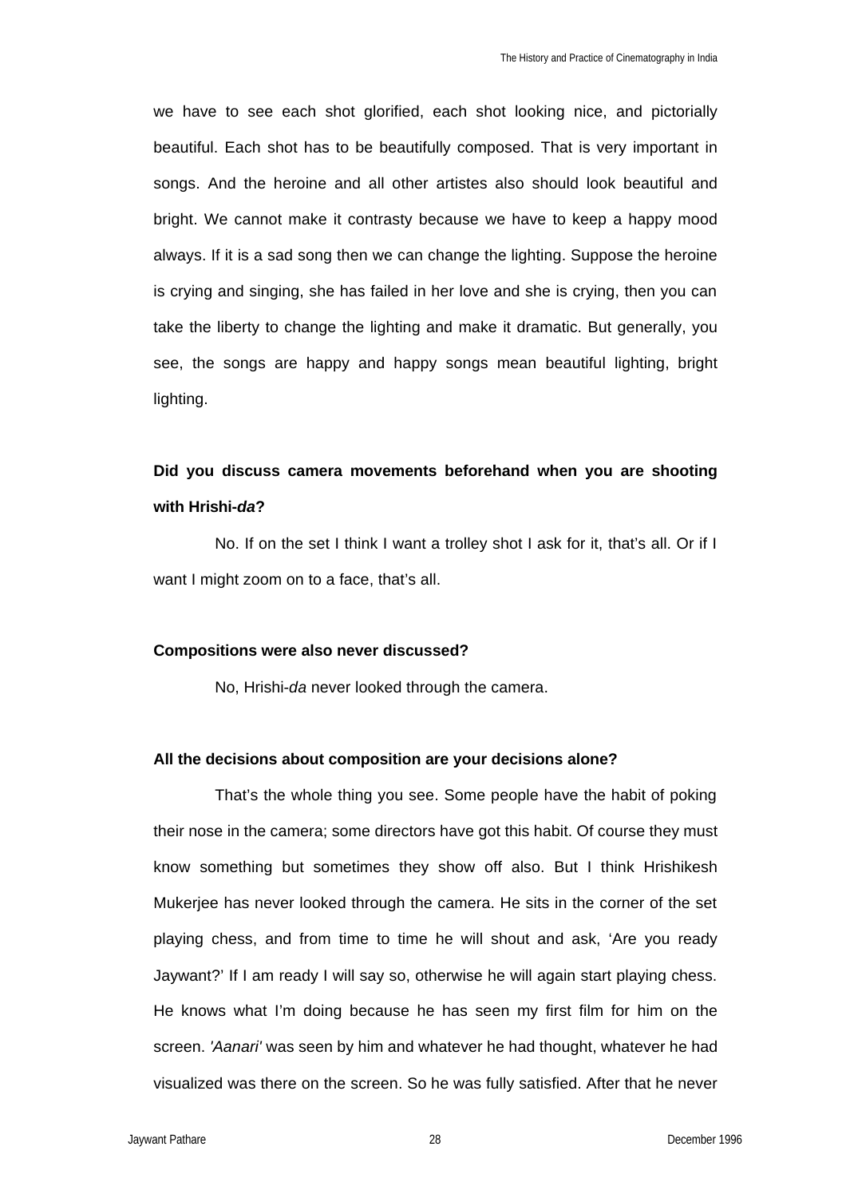we have to see each shot glorified, each shot looking nice, and pictorially beautiful. Each shot has to be beautifully composed. That is very important in songs. And the heroine and all other artistes also should look beautiful and bright. We cannot make it contrasty because we have to keep a happy mood always. If it is a sad song then we can change the lighting. Suppose the heroine is crying and singing, she has failed in her love and she is crying, then you can take the liberty to change the lighting and make it dramatic. But generally, you see, the songs are happy and happy songs mean beautiful lighting, bright lighting.

**Did you discuss camera movements beforehand when you are shooting with Hrishi-*da*?**

No. If on the set I think I want a trolley shot I ask for it, that's all. Or if I want I might zoom on to a face, that's all.

**Compositions were also never discussed?**

No, Hrishi-*da* never looked through the camera.

**All the decisions about composition are your decisions alone?**

That's the whole thing you see. Some people have the habit of poking their nose in the camera; some directors have got this habit. Of course they must know something but sometimes they show off also. But I think Hrishikesh Mukerjee has never looked through the camera. He sits in the corner of the set playing chess, and from time to time he will shout and ask, 'Are you ready Jaywant?' If I am ready I will say so, otherwise he will again start playing chess. He knows what I'm doing because he has seen my first film for him on the screen. *'Aanari'* was seen by him and whatever he had thought, whatever he had visualized was there on the screen. So he was fully satisfied. After that he never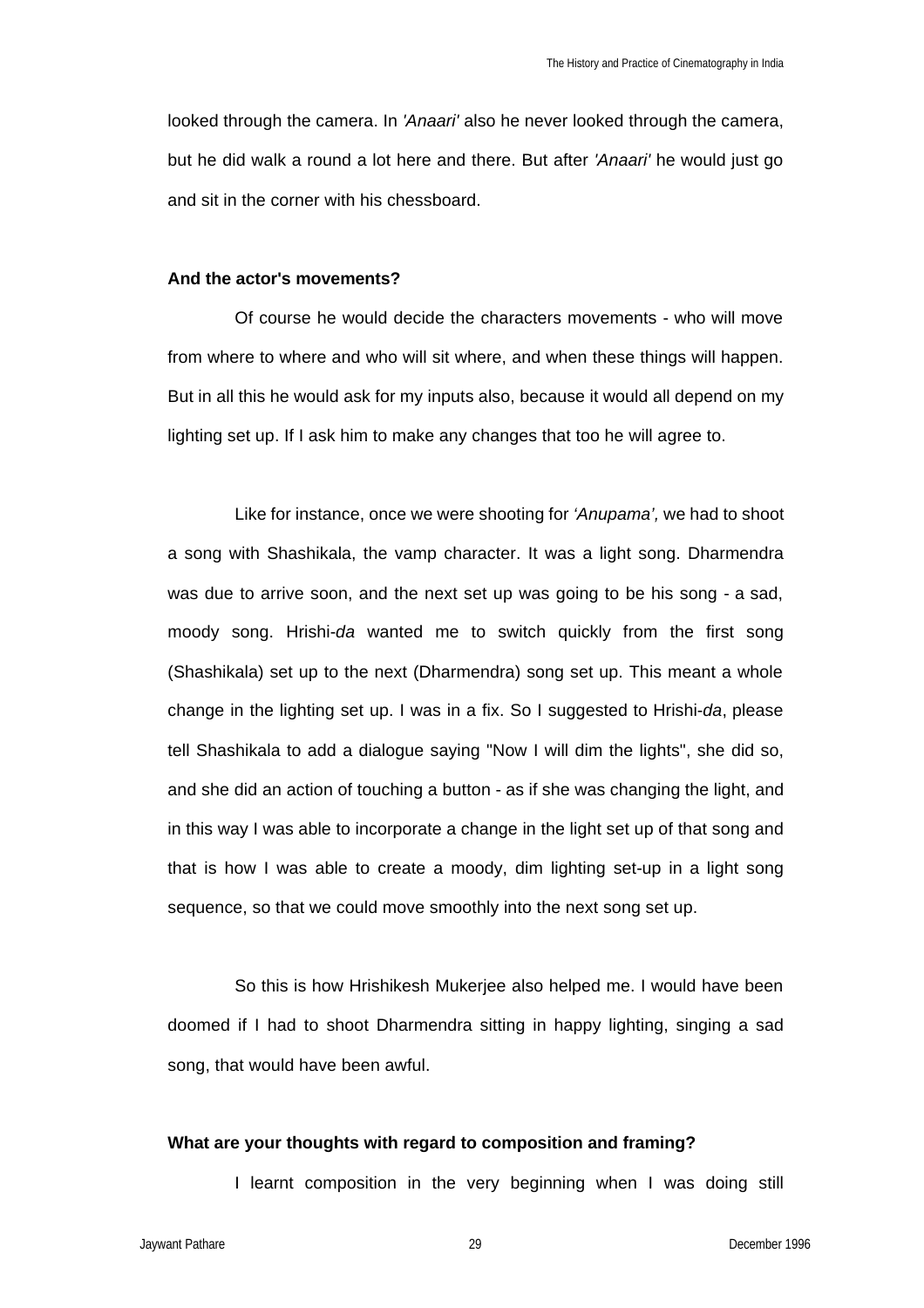looked through the camera. In *'Anaari'* also he never looked through the camera, but he did walk a round a lot here and there. But after *'Anaari'* he would just go and sit in the corner with his chessboard.

**And the actor's movements?**

Of course he would decide the characters movements - who will move from where to where and who will sit where, and when these things will happen. But in all this he would ask for my inputs also, because it would all depend on my lighting set up. If I ask him to make any changes that too he will agree to.

Like for instance, once we were shooting for *'Anupama',* we had to shoot a song with Shashikala, the vamp character. It was a light song. Dharmendra was due to arrive soon, and the next set up was going to be his song - a sad, moody song. Hrishi-*da* wanted me to switch quickly from the first song (Shashikala) set up to the next (Dharmendra) song set up. This meant a whole change in the lighting set up. I was in a fix. So I suggested to Hrishi-*da*, please tell Shashikala to add a dialogue saying "Now I will dim the lights", she did so, and she did an action of touching a button - as if she was changing the light, and in this way I was able to incorporate a change in the light set up of that song and that is how I was able to create a moody, dim lighting set-up in a light song sequence, so that we could move smoothly into the next song set up.

So this is how Hrishikesh Mukerjee also helped me. I would have been doomed if I had to shoot Dharmendra sitting in happy lighting, singing a sad song, that would have been awful.

**What are your thoughts with regard to composition and framing?**

I learnt composition in the very beginning when I was doing still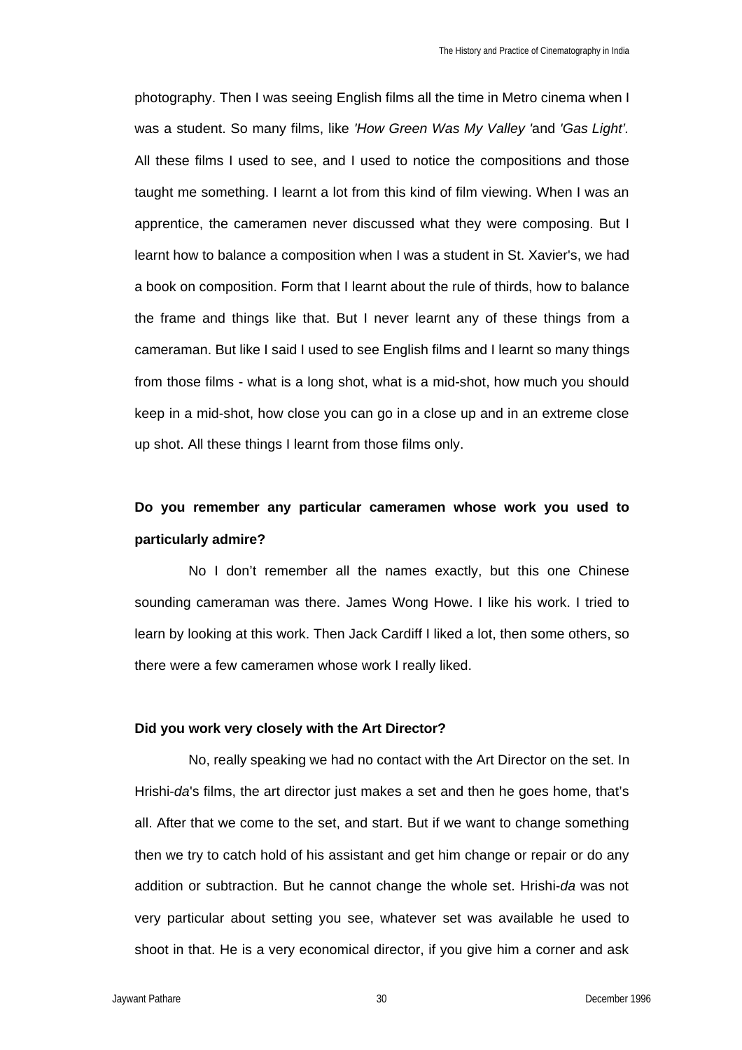photography. Then I was seeing English films all the time in Metro cinema when I was a student. So many films, like *'How Green Was My Valley '*and *'Gas Light'*. All these films I used to see, and I used to notice the compositions and those taught me something. I learnt a lot from this kind of film viewing. When I was an apprentice, the cameramen never discussed what they were composing. But I learnt how to balance a composition when I was a student in St. Xavier's, we had a book on composition. Form that I learnt about the rule of thirds, how to balance the frame and things like that. But I never learnt any of these things from a cameraman. But like I said I used to see English films and I learnt so many things from those films - what is a long shot, what is a mid-shot, how much you should keep in a mid-shot, how close you can go in a close up and in an extreme close up shot. All these things I learnt from those films only.

**Do you remember any particular cameramen whose work you used to particularly admire?**

No I don't remember all the names exactly, but this one Chinese sounding cameraman was there. James Wong Howe. I like his work. I tried to learn by looking at this work. Then Jack Cardiff I liked a lot, then some others, so there were a few cameramen whose work I really liked.

**Did you work very closely with the Art Director?**

No, really speaking we had no contact with the Art Director on the set. In Hrishi-*da*'s films, the art director just makes a set and then he goes home, that's all. After that we come to the set, and start. But if we want to change something then we try to catch hold of his assistant and get him change or repair or do any addition or subtraction. But he cannot change the whole set. Hrishi-*da* was not very particular about setting you see, whatever set was available he used to shoot in that. He is a very economical director, if you give him a corner and ask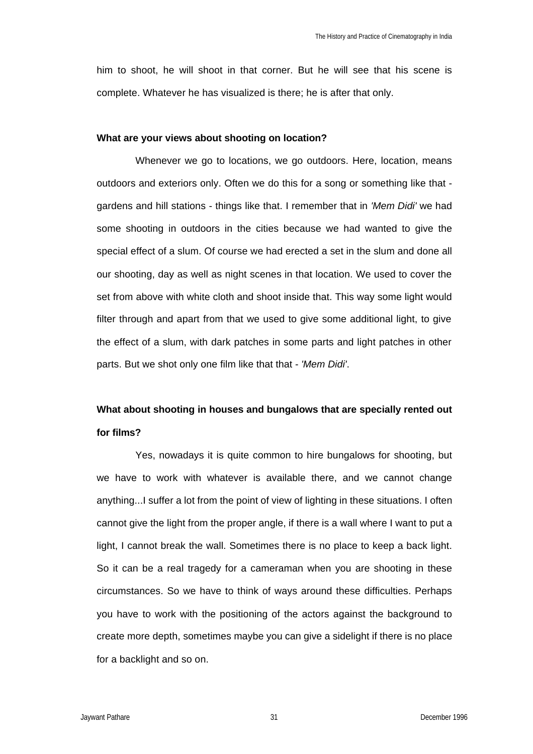him to shoot, he will shoot in that corner. But he will see that his scene is complete. Whatever he has visualized is there; he is after that only.

**What are your views about shooting on location?**

Whenever we go to locations, we go outdoors. Here, location, means outdoors and exteriors only. Often we do this for a song or something like that - gardens and hill stations - things like that. I remember that in *'Mem Didi'* we had some shooting in outdoors in the cities because we had wanted to give the special effect of a slum. Of course we had erected a set in the slum and done all our shooting, day as well as night scenes in that location. We used to cover the set from above with white cloth and shoot inside that. This way some light would filter through and apart from that we used to give some additional light, to give the effect of a slum, with dark patches in some parts and light patches in other parts. But we shot only one film like that that - *'Mem Didi'*.

**What about shooting in houses and bungalows that are specially rented out for films?**

Yes, nowadays it is quite common to hire bungalows for shooting, but we have to work with whatever is available there, and we cannot change anything...I suffer a lot from the point of view of lighting in these situations. I often cannot give the light from the proper angle, if there is a wall where I want to put a light, I cannot break the wall. Sometimes there is no place to keep a back light. So it can be a real tragedy for a cameraman when you are shooting in these circumstances. So we have to think of ways around these difficulties. Perhaps you have to work with the positioning of the actors against the background to create more depth, sometimes maybe you can give a sidelight if there is no place for a backlight and so on.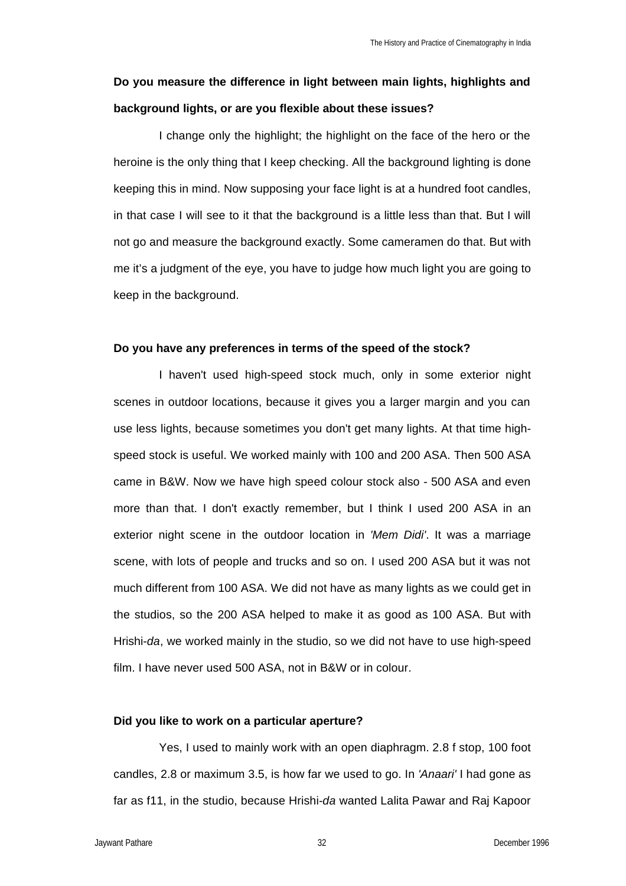**Do you measure the difference in light between main lights, highlights and background lights, or are you flexible about these issues?**

I change only the highlight; the highlight on the face of the hero or the heroine is the only thing that I keep checking. All the background lighting is done keeping this in mind. Now supposing your face light is at a hundred foot candles, in that case I will see to it that the background is a little less than that. But I will not go and measure the background exactly. Some cameramen do that. But with me it's a judgment of the eye, you have to judge how much light you are going to keep in the background.

**Do you have any preferences in terms of the speed of the stock?**

I haven't used high-speed stock much, only in some exterior night scenes in outdoor locations, because it gives you a larger margin and you can use less lights, because sometimes you don't get many lights. At that time high-speed stock is useful. We worked mainly with 100 and 200 ASA. Then 500 ASA came in B&W. Now we have high speed colour stock also - 500 ASA and even more than that. I don't exactly remember, but I think I used 200 ASA in an exterior night scene in the outdoor location in *'Mem Didi'*. It was a marriage scene, with lots of people and trucks and so on. I used 200 ASA but it was not much different from 100 ASA. We did not have as many lights as we could get in the studios, so the 200 ASA helped to make it as good as 100 ASA. But with Hrishi-*da*, we worked mainly in the studio, so we did not have to use high-speed film. I have never used 500 ASA, not in B&W or in colour.

**Did you like to work on a particular aperture?**

Yes, I used to mainly work with an open diaphragm. 2.8 f stop, 100 foot candles, 2.8 or maximum 3.5, is how far we used to go. In *'Anaari'* I had gone as far as f11, in the studio, because Hrishi-*da* wanted Lalita Pawar and Raj Kapoor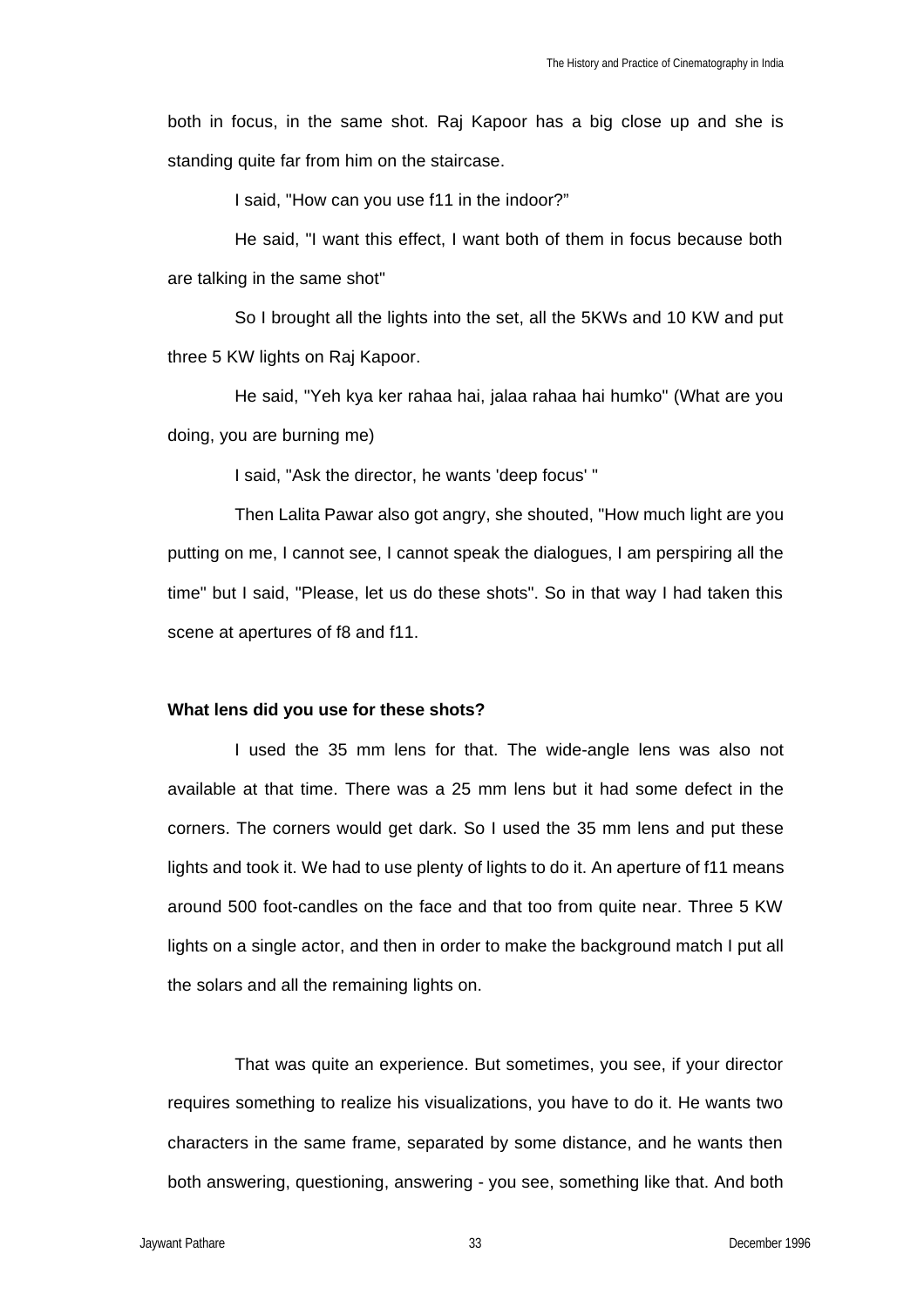both in focus, in the same shot. Raj Kapoor has a big close up and she is standing quite far from him on the staircase.

I said, "How can you use f11 in the indoor?"

He said, "I want this effect, I want both of them in focus because both are talking in the same shot"

So I brought all the lights into the set, all the 5KWs and 10 KW and put three 5 KW lights on Raj Kapoor.

He said, "Yeh kya ker rahaa hai, jalaa rahaa hai humko" (What are you doing, you are burning me)

I said, "Ask the director, he wants 'deep focus' "

Then Lalita Pawar also got angry, she shouted, "How much light are you putting on me, I cannot see, I cannot speak the dialogues, I am perspiring all the time" but I said, "Please, let us do these shots". So in that way I had taken this scene at apertures of f8 and f11.

**What lens did you use for these shots?**

I used the 35 mm lens for that. The wide-angle lens was also not available at that time. There was a 25 mm lens but it had some defect in the corners. The corners would get dark. So I used the 35 mm lens and put these lights and took it. We had to use plenty of lights to do it. An aperture of f11 means around 500 foot-candles on the face and that too from quite near. Three 5 KW lights on a single actor, and then in order to make the background match I put all the solars and all the remaining lights on.

That was quite an experience. But sometimes, you see, if your director requires something to realize his visualizations, you have to do it. He wants two characters in the same frame, separated by some distance, and he wants then both answering, questioning, answering - you see, something like that. And both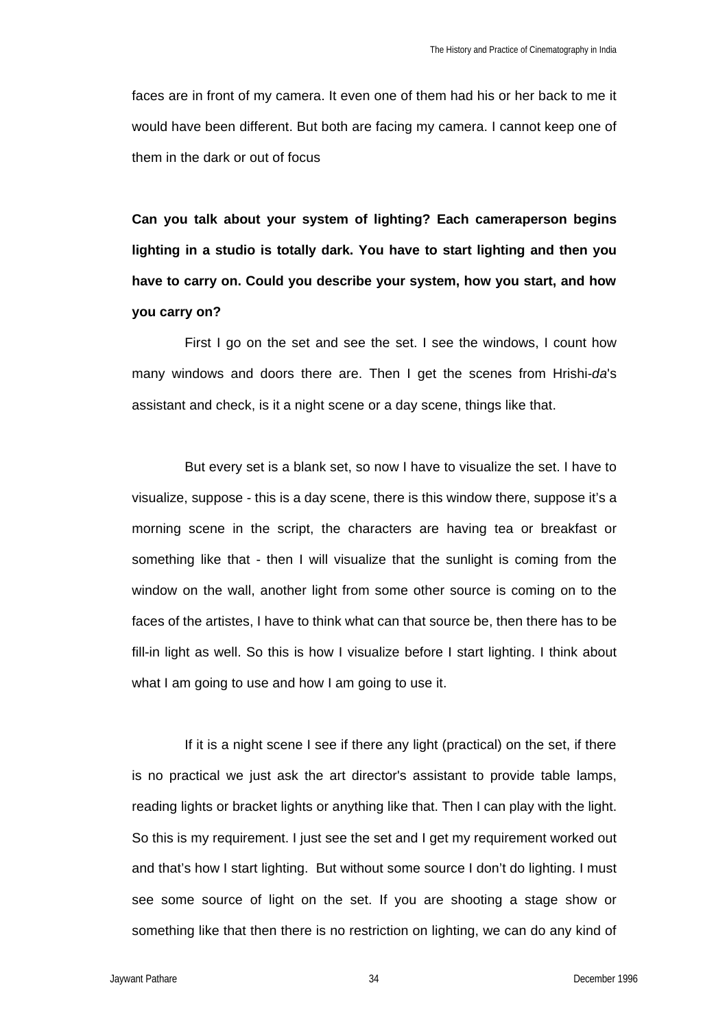faces are in front of my camera. It even one of them had his or her back to me it would have been different. But both are facing my camera. I cannot keep one of them in the dark or out of focus

**Can you talk about your system of lighting? Each cameraperson begins lighting in a studio is totally dark. You have to start lighting and then you have to carry on. Could you describe your system, how you start, and how you carry on?**

First I go on the set and see the set. I see the windows, I count how many windows and doors there are. Then I get the scenes from Hrishi-*da*'s assistant and check, is it a night scene or a day scene, things like that.

But every set is a blank set, so now I have to visualize the set. I have to visualize, suppose - this is a day scene, there is this window there, suppose it's a morning scene in the script, the characters are having tea or breakfast or something like that - then I will visualize that the sunlight is coming from the window on the wall, another light from some other source is coming on to the faces of the artistes, I have to think what can that source be, then there has to be fill-in light as well. So this is how I visualize before I start lighting. I think about what I am going to use and how I am going to use it.

If it is a night scene I see if there any light (practical) on the set, if there is no practical we just ask the art director's assistant to provide table lamps, reading lights or bracket lights or anything like that. Then I can play with the light. So this is my requirement. I just see the set and I get my requirement worked out and that's how I start lighting. But without some source I don't do lighting. I must see some source of light on the set. If you are shooting a stage show or something like that then there is no restriction on lighting, we can do any kind of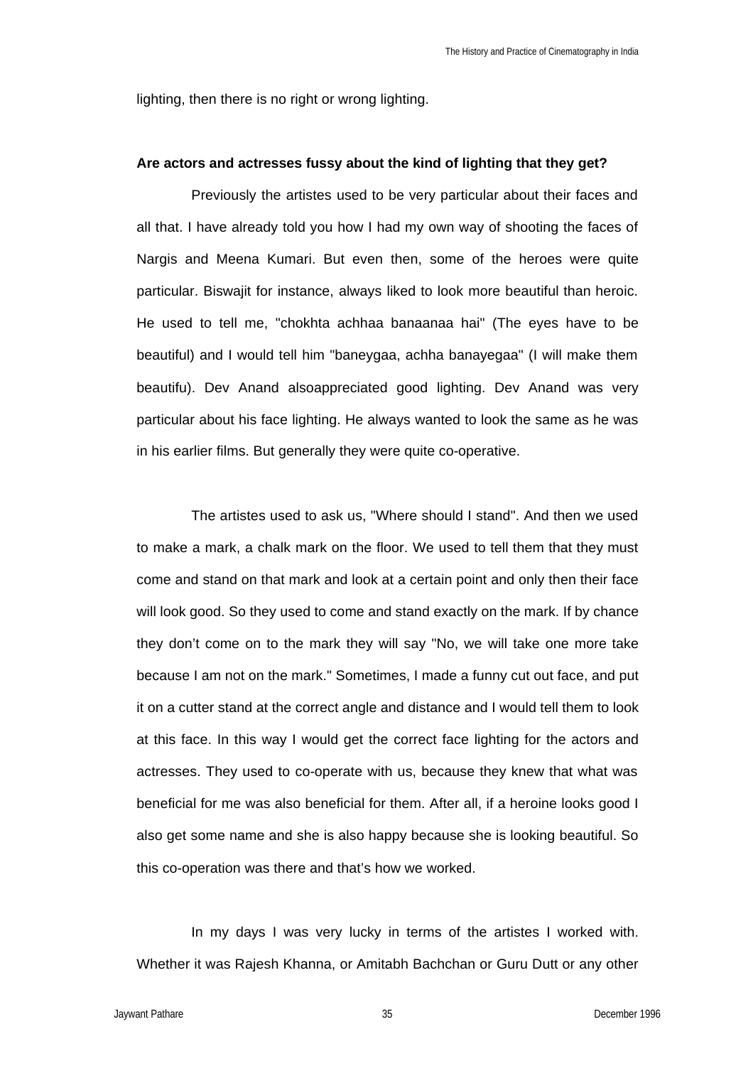lighting, then there is no right or wrong lighting.

**Are actors and actresses fussy about the kind of lighting that they get?**

Previously the artistes used to be very particular about their faces and all that. I have already told you how I had my own way of shooting the faces of Nargis and Meena Kumari. But even then, some of the heroes were quite particular. Biswajit for instance, always liked to look more beautiful than heroic. He used to tell me, "chokhta achhaa banaanaa hai" (The eyes have to be beautiful) and I would tell him "baneygaa, achha banayegaa" (I will make them beautifu). Dev Anand alsoappreciated good lighting. Dev Anand was very particular about his face lighting. He always wanted to look the same as he was in his earlier films. But generally they were quite co-operative.

The artistes used to ask us, "Where should I stand". And then we used to make a mark, a chalk mark on the floor. We used to tell them that they must come and stand on that mark and look at a certain point and only then their face will look good. So they used to come and stand exactly on the mark. If by chance they don't come on to the mark they will say "No, we will take one more take because I am not on the mark." Sometimes, I made a funny cut out face, and put it on a cutter stand at the correct angle and distance and I would tell them to look at this face. In this way I would get the correct face lighting for the actors and actresses. They used to co-operate with us, because they knew that what was beneficial for me was also beneficial for them. After all, if a heroine looks good I also get some name and she is also happy because she is looking beautiful. So this co-operation was there and that's how we worked.

In my days I was very lucky in terms of the artistes I worked with. Whether it was Rajesh Khanna, or Amitabh Bachchan or Guru Dutt or any other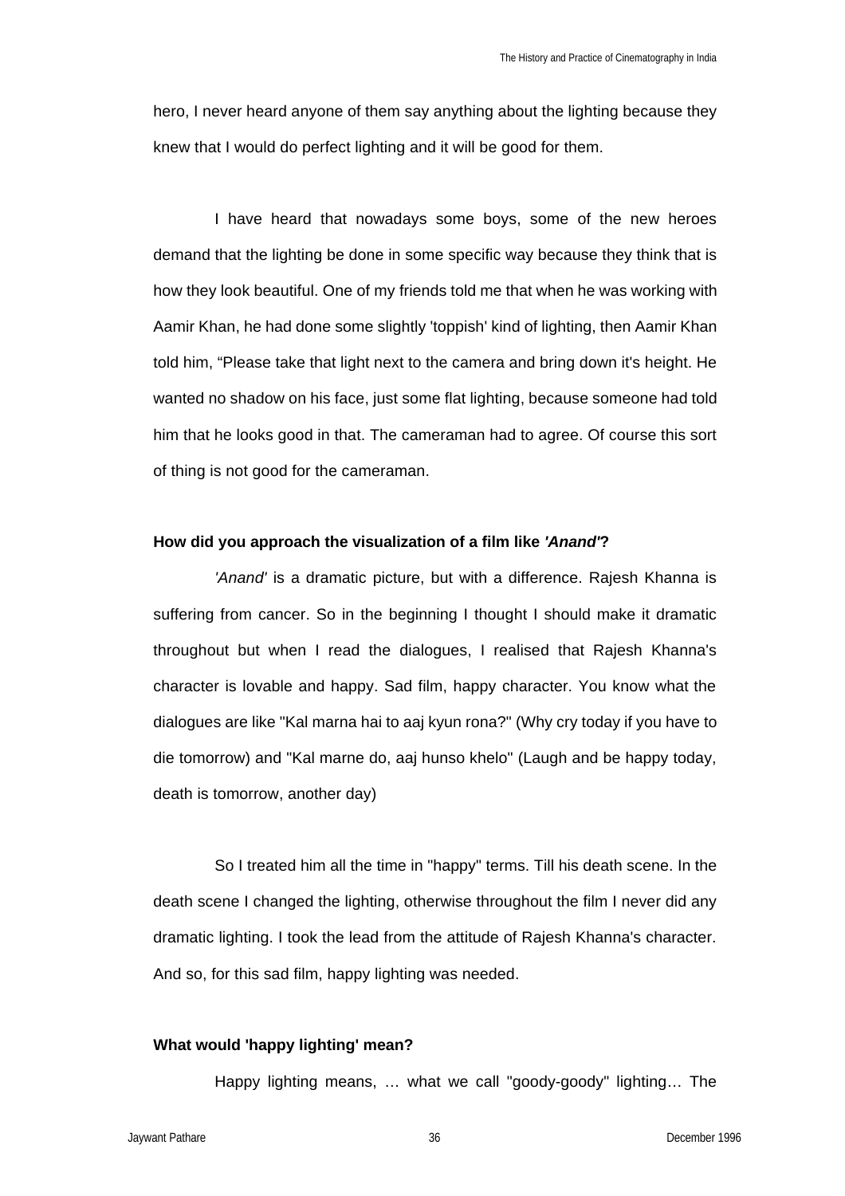hero, I never heard anyone of them say anything about the lighting because they knew that I would do perfect lighting and it will be good for them.

I have heard that nowadays some boys, some of the new heroes demand that the lighting be done in some specific way because they think that is how they look beautiful. One of my friends told me that when he was working with Aamir Khan, he had done some slightly 'toppish' kind of lighting, then Aamir Khan told him, "Please take that light next to the camera and bring down it's height. He wanted no shadow on his face, just some flat lighting, because someone had told him that he looks good in that. The cameraman had to agree. Of course this sort of thing is not good for the cameraman.

**How did you approach the visualization of a film like *'Anand'*?**

*'Anand'* is a dramatic picture, but with a difference. Rajesh Khanna is suffering from cancer. So in the beginning I thought I should make it dramatic throughout but when I read the dialogues, I realised that Rajesh Khanna's character is lovable and happy. Sad film, happy character. You know what the dialogues are like "Kal marna hai to aaj kyun rona?" (Why cry today if you have to die tomorrow) and "Kal marne do, aaj hunso khelo" (Laugh and be happy today, death is tomorrow, another day)

So I treated him all the time in "happy" terms. Till his death scene. In the death scene I changed the lighting, otherwise throughout the film I never did any dramatic lighting. I took the lead from the attitude of Rajesh Khanna's character. And so, for this sad film, happy lighting was needed.

**What would 'happy lighting' mean?**

Happy lighting means, … what we call "goody-goody" lighting… The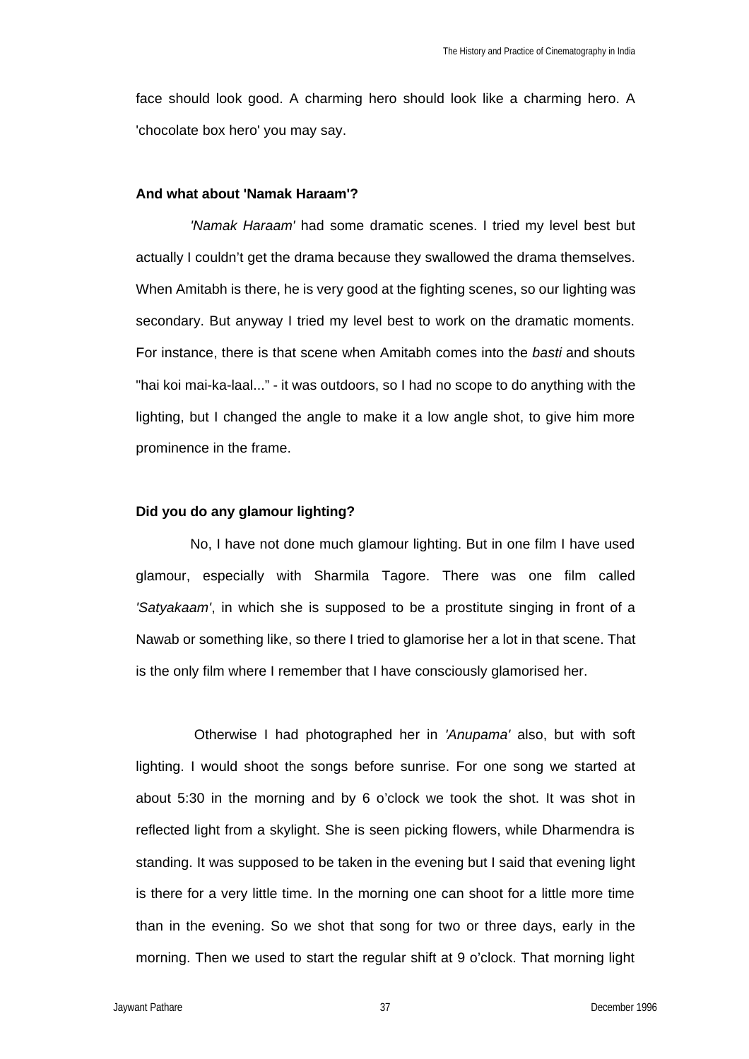face should look good. A charming hero should look like a charming hero. A 'chocolate box hero' you may say.

**And what about 'Namak Haraam'?**

*'Namak Haraam'* had some dramatic scenes. I tried my level best but actually I couldn't get the drama because they swallowed the drama themselves. When Amitabh is there, he is very good at the fighting scenes, so our lighting was secondary. But anyway I tried my level best to work on the dramatic moments. For instance, there is that scene when Amitabh comes into the *basti* and shouts "hai koi mai-ka-laal..." - it was outdoors, so I had no scope to do anything with the lighting, but I changed the angle to make it a low angle shot, to give him more prominence in the frame.

**Did you do any glamour lighting?**

No, I have not done much glamour lighting. But in one film I have used glamour, especially with Sharmila Tagore. There was one film called *'Satyakaam'*, in which she is supposed to be a prostitute singing in front of a Nawab or something like, so there I tried to glamorise her a lot in that scene. That is the only film where I remember that I have consciously glamorised her.

Otherwise I had photographed her in *'Anupama'* also, but with soft lighting. I would shoot the songs before sunrise. For one song we started at about 5:30 in the morning and by 6 o'clock we took the shot. It was shot in reflected light from a skylight. She is seen picking flowers, while Dharmendra is standing. It was supposed to be taken in the evening but I said that evening light is there for a very little time. In the morning one can shoot for a little more time than in the evening. So we shot that song for two or three days, early in the morning. Then we used to start the regular shift at 9 o'clock. That morning light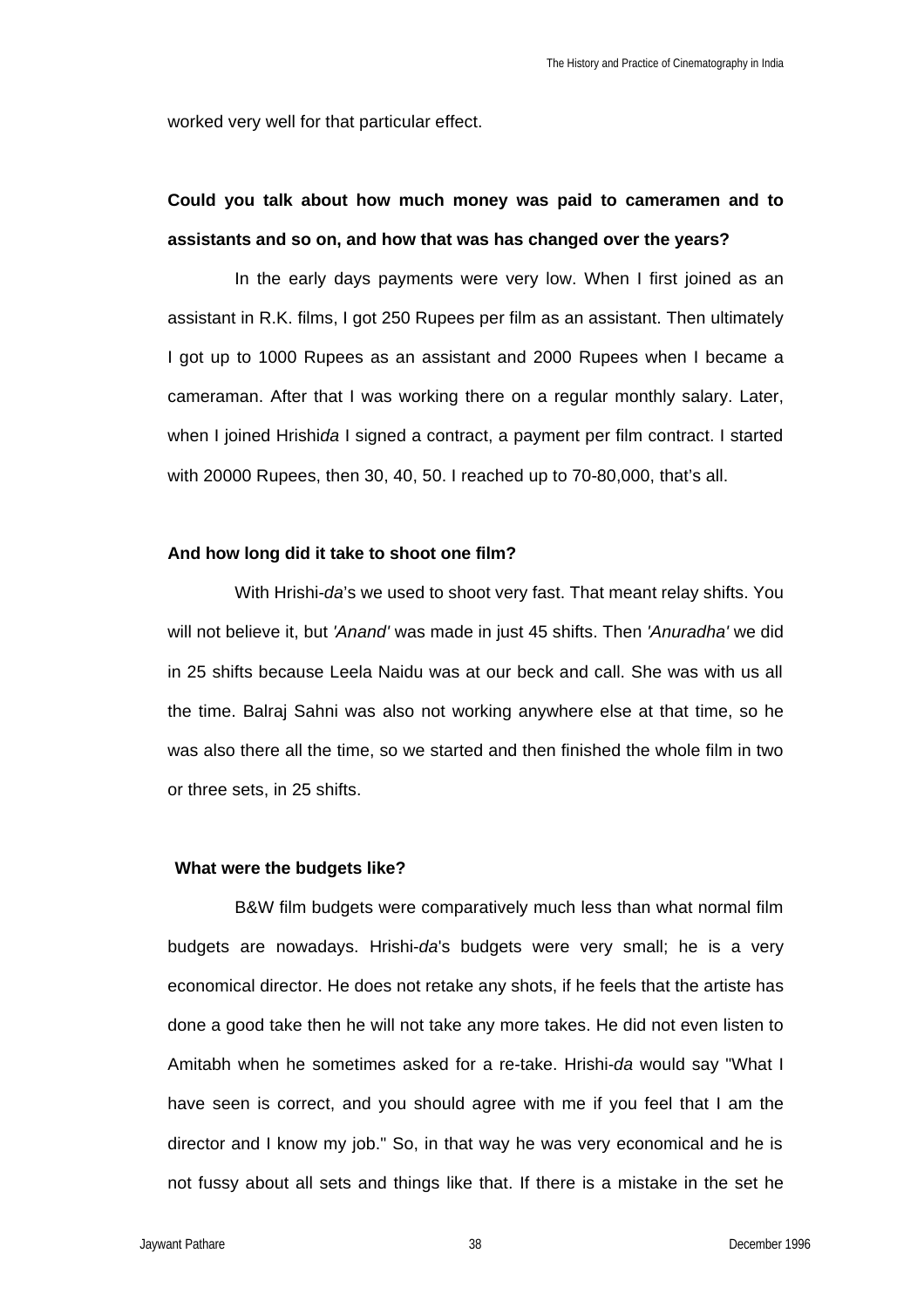worked very well for that particular effect.

**Could you talk about how much money was paid to cameramen and to assistants and so on, and how that was has changed over the years?**

In the early days payments were very low. When I first joined as an assistant in R.K. films, I got 250 Rupees per film as an assistant. Then ultimately I got up to 1000 Rupees as an assistant and 2000 Rupees when I became a cameraman. After that I was working there on a regular monthly salary. Later, when I joined Hrishi*da* I signed a contract, a payment per film contract. I started with 20000 Rupees, then 30, 40, 50. I reached up to 70-80,000, that's all.

**And how long did it take to shoot one film?**

With Hrishi-*da*'s we used to shoot very fast. That meant relay shifts. You will not believe it, but *'Anand'* was made in just 45 shifts. Then *'Anuradha'* we did in 25 shifts because Leela Naidu was at our beck and call. She was with us all the time. Balraj Sahni was also not working anywhere else at that time, so he was also there all the time, so we started and then finished the whole film in two or three sets, in 25 shifts.

**What were the budgets like?**

B&W film budgets were comparatively much less than what normal film budgets are nowadays. Hrishi-*da*'s budgets were very small; he is a very economical director. He does not retake any shots, if he feels that the artiste has done a good take then he will not take any more takes. He did not even listen to Amitabh when he sometimes asked for a re-take. Hrishi-*da* would say "What I have seen is correct, and you should agree with me if you feel that I am the director and I know my job." So, in that way he was very economical and he is not fussy about all sets and things like that. If there is a mistake in the set he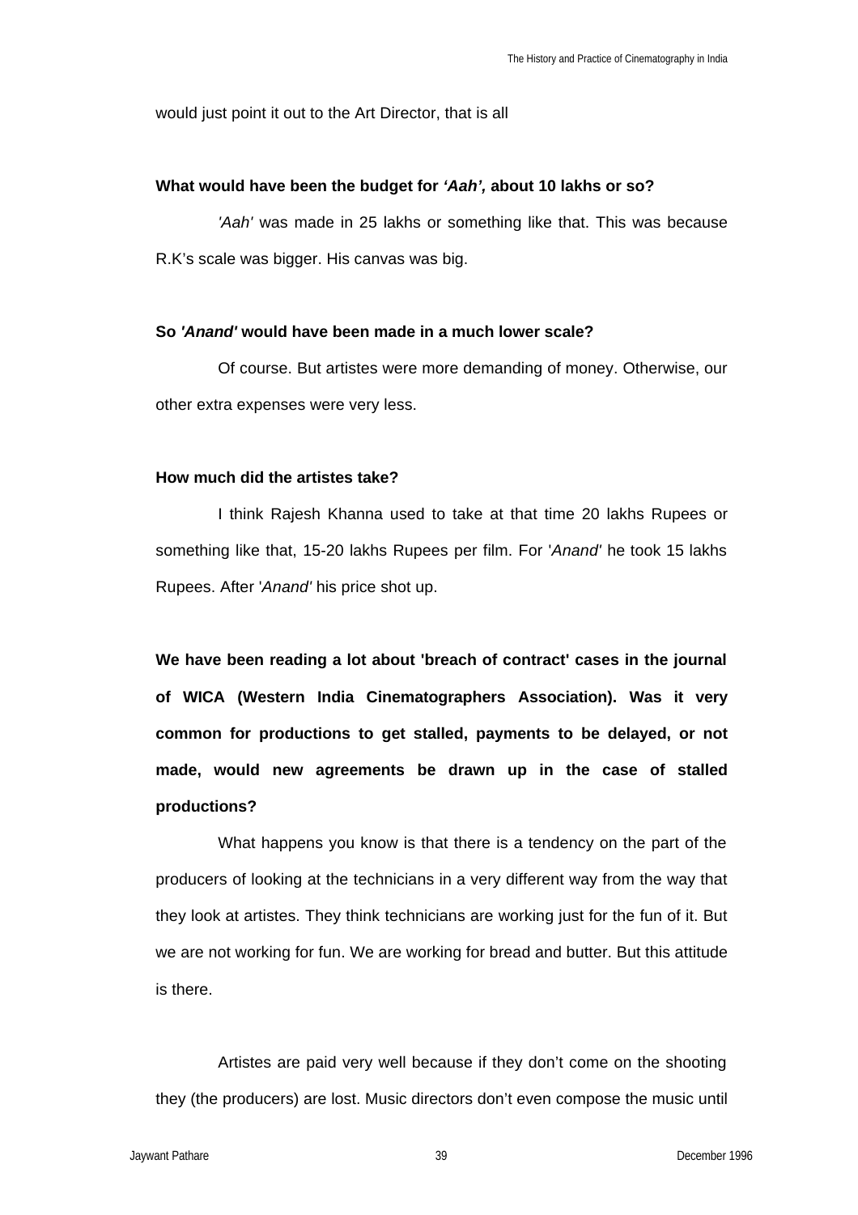would just point it out to the Art Director, that is all

**What would have been the budget for *'Aah',* about 10 lakhs or so?**

*'Aah'* was made in 25 lakhs or something like that. This was because R.K's scale was bigger. His canvas was big.

**So *'Anand'* would have been made in a much lower scale?**

Of course. But artistes were more demanding of money. Otherwise, our other extra expenses were very less.

**How much did the artistes take?**

I think Rajesh Khanna used to take at that time 20 lakhs Rupees or something like that, 15-20 lakhs Rupees per film. For '*Anand*' he took 15 lakhs Rupees. After '*Anand*' his price shot up.

**We have been reading a lot about 'breach of contract' cases in the journal of WICA (Western India Cinematographers Association). Was it very common for productions to get stalled, payments to be delayed, or not made, would new agreements be drawn up in the case of stalled productions?**

What happens you know is that there is a tendency on the part of the producers of looking at the technicians in a very different way from the way that they look at artistes. They think technicians are working just for the fun of it. But we are not working for fun. We are working for bread and butter. But this attitude is there.

Artistes are paid very well because if they don't come on the shooting they (the producers) are lost. Music directors don't even compose the music until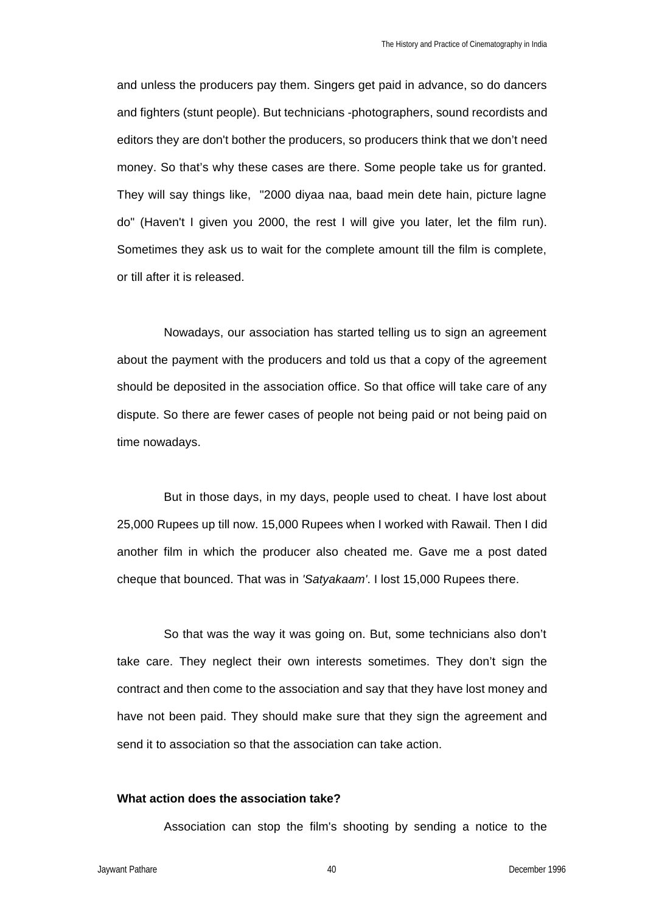and unless the producers pay them. Singers get paid in advance, so do dancers and fighters (stunt people). But technicians -photographers, sound recordists and editors they are don't bother the producers, so producers think that we don’t need money. So that’s why these cases are there. Some people take us for granted. They will say things like, "2000 diyaa naa, baad mein dete hain, picture lagne do" (Haven't I given you 2000, the rest I will give you later, let the film run). Sometimes they ask us to wait for the complete amount till the film is complete, or till after it is released.

Nowadays, our association has started telling us to sign an agreement about the payment with the producers and told us that a copy of the agreement should be deposited in the association office. So that office will take care of any dispute. So there are fewer cases of people not being paid or not being paid on time nowadays.

But in those days, in my days, people used to cheat. I have lost about 25,000 Rupees up till now. 15,000 Rupees when I worked with Rawail. Then I did another film in which the producer also cheated me. Gave me a post dated cheque that bounced. That was in *'Satyakaam'*. I lost 15,000 Rupees there.

So that was the way it was going on. But, some technicians also don’t take care. They neglect their own interests sometimes. They don’t sign the contract and then come to the association and say that they have lost money and have not been paid. They should make sure that they sign the agreement and send it to association so that the association can take action.

**What action does the association take?**

Association can stop the film's shooting by sending a notice to the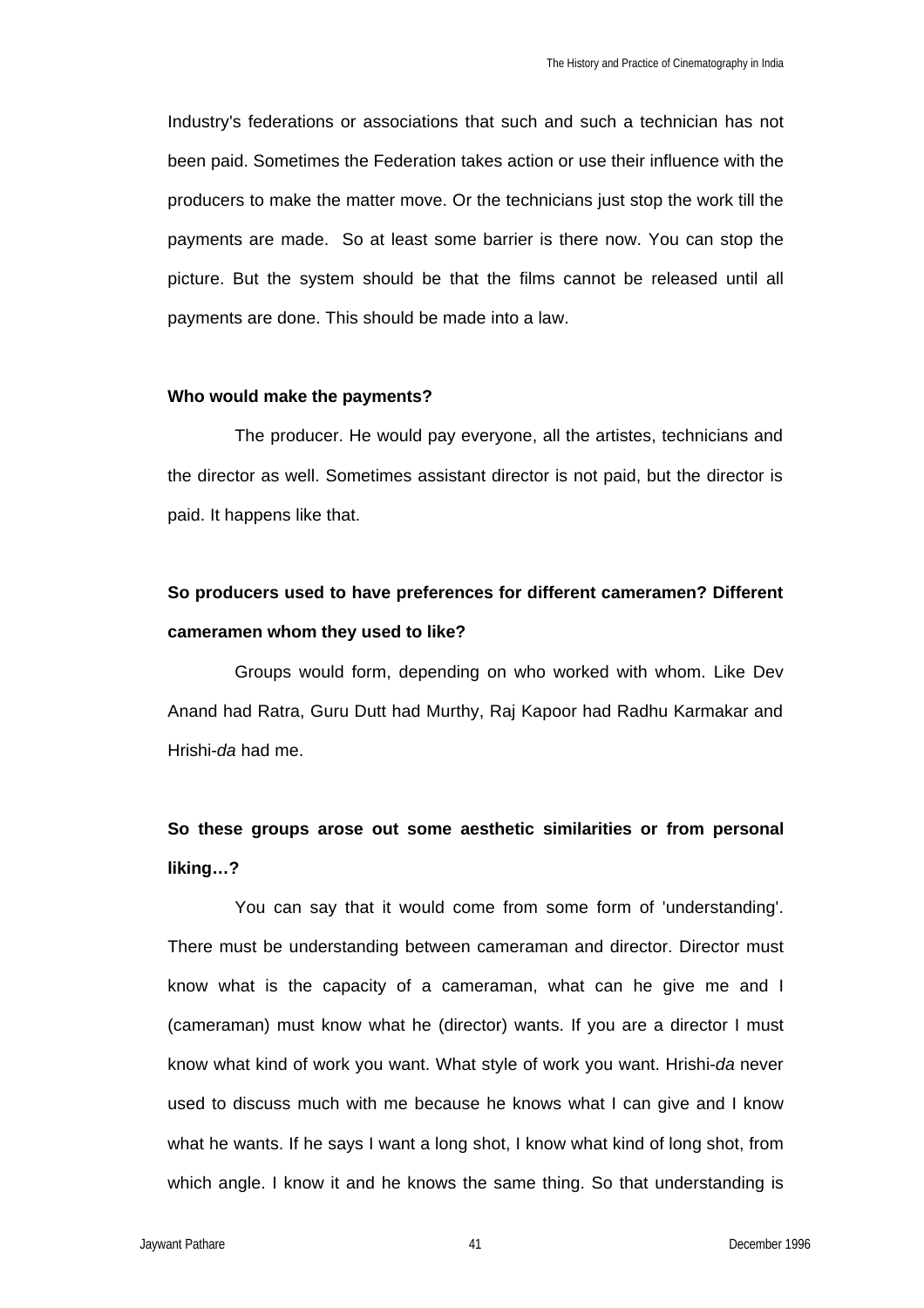Industry's federations or associations that such and such a technician has not been paid. Sometimes the Federation takes action or use their influence with the producers to make the matter move. Or the technicians just stop the work till the payments are made.  So at least some barrier is there now. You can stop the picture. But the system should be that the films cannot be released until all payments are done. This should be made into a law.

**Who would make the payments?**

The producer. He would pay everyone, all the artistes, technicians and the director as well. Sometimes assistant director is not paid, but the director is paid. It happens like that.

**So producers used to have preferences for different cameramen? Different cameramen whom they used to like?**

Groups would form, depending on who worked with whom. Like Dev Anand had Ratra, Guru Dutt had Murthy, Raj Kapoor had Radhu Karmakar and Hrishi-*da* had me.

**So these groups arose out some aesthetic similarities or from personal liking…?**

You can say that it would come from some form of 'understanding'. There must be understanding between cameraman and director. Director must know what is the capacity of a cameraman, what can he give me and I (cameraman) must know what he (director) wants. If you are a director I must know what kind of work you want. What style of work you want. Hrishi-*da* never used to discuss much with me because he knows what I can give and I know what he wants. If he says I want a long shot, I know what kind of long shot, from which angle. I know it and he knows the same thing. So that understanding is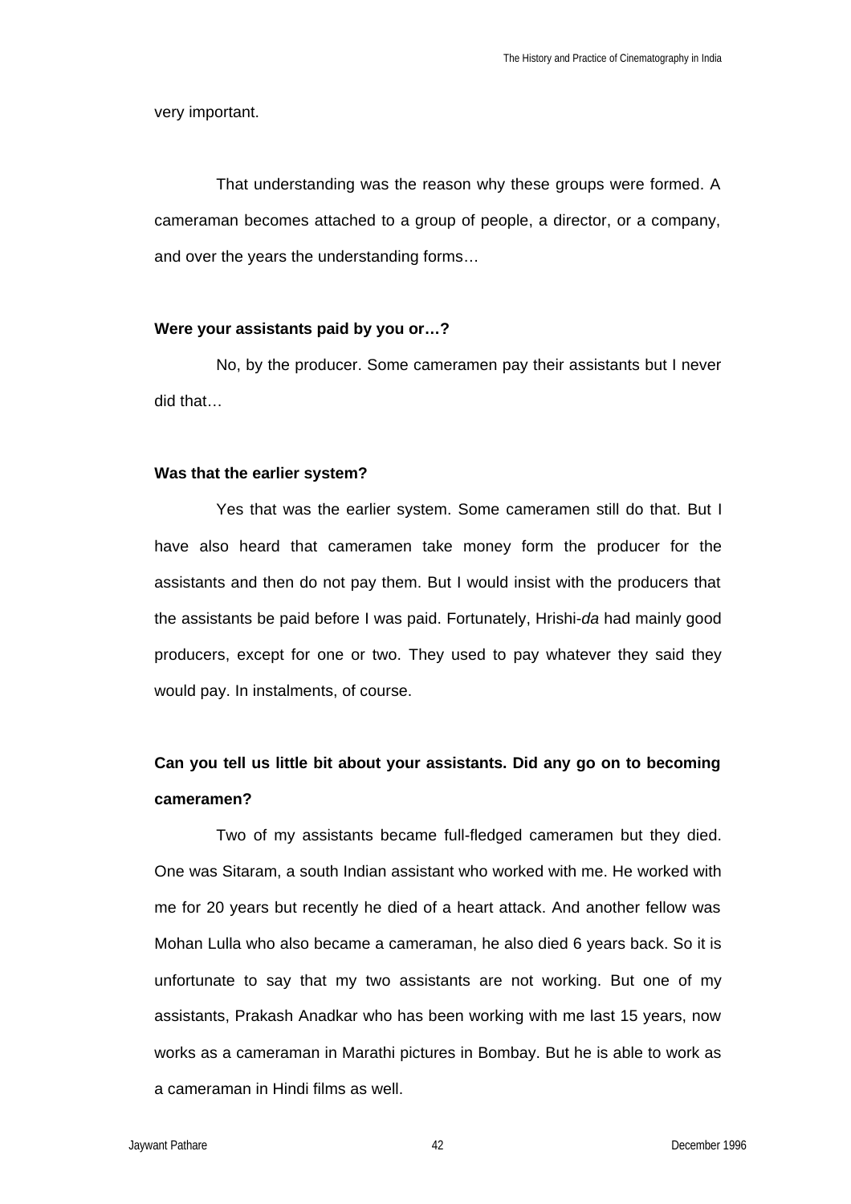very important.

That understanding was the reason why these groups were formed. A cameraman becomes attached to a group of people, a director, or a company, and over the years the understanding forms…

**Were your assistants paid by you or…?**

No, by the producer. Some cameramen pay their assistants but I never did that…

**Was that the earlier system?**

Yes that was the earlier system. Some cameramen still do that. But I have also heard that cameramen take money form the producer for the assistants and then do not pay them. But I would insist with the producers that the assistants be paid before I was paid. Fortunately, Hrishi-*da* had mainly good producers, except for one or two. They used to pay whatever they said they would pay. In instalments, of course.

**Can you tell us little bit about your assistants. Did any go on to becoming cameramen?**

Two of my assistants became full-fledged cameramen but they died. One was Sitaram, a south Indian assistant who worked with me. He worked with me for 20 years but recently he died of a heart attack. And another fellow was Mohan Lulla who also became a cameraman, he also died 6 years back. So it is unfortunate to say that my two assistants are not working. But one of my assistants, Prakash Anadkar who has been working with me last 15 years, now works as a cameraman in Marathi pictures in Bombay. But he is able to work as a cameraman in Hindi films as well.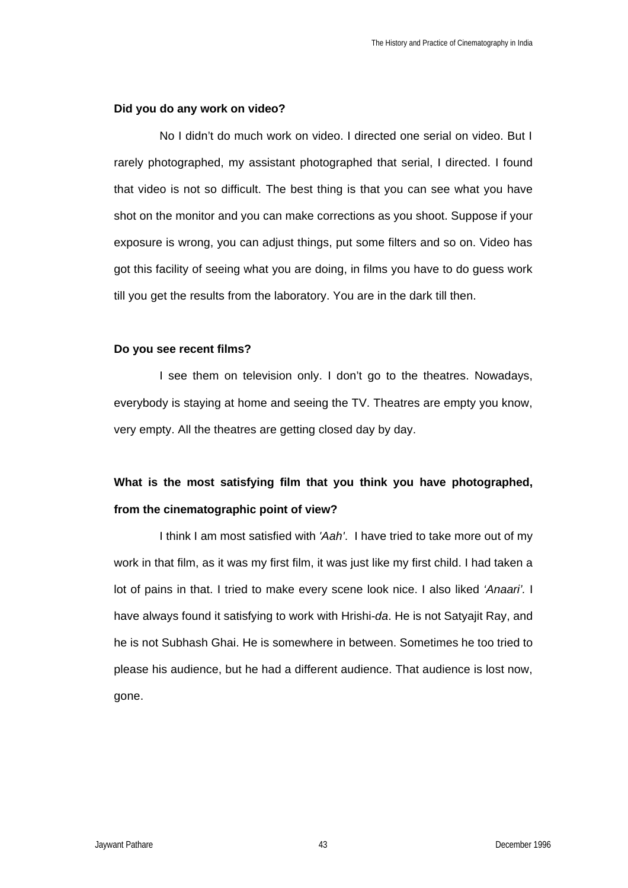**Did you do any work on video?**

No I didn't do much work on video. I directed one serial on video. But I rarely photographed, my assistant photographed that serial, I directed. I found that video is not so difficult. The best thing is that you can see what you have shot on the monitor and you can make corrections as you shoot. Suppose if your exposure is wrong, you can adjust things, put some filters and so on. Video has got this facility of seeing what you are doing, in films you have to do guess work till you get the results from the laboratory. You are in the dark till then.

**Do you see recent films?**

I see them on television only. I don't go to the theatres. Nowadays, everybody is staying at home and seeing the TV. Theatres are empty you know, very empty. All the theatres are getting closed day by day.

**What is the most satisfying film that you think you have photographed, from the cinematographic point of view?**

I think I am most satisfied with *'Aah'*. I have tried to take more out of my work in that film, as it was my first film, it was just like my first child. I had taken a lot of pains in that. I tried to make every scene look nice. I also liked *'Anaari'*. I have always found it satisfying to work with Hrishi-*da*. He is not Satyajit Ray, and he is not Subhash Ghai. He is somewhere in between. Sometimes he too tried to please his audience, but he had a different audience. That audience is lost now, gone.